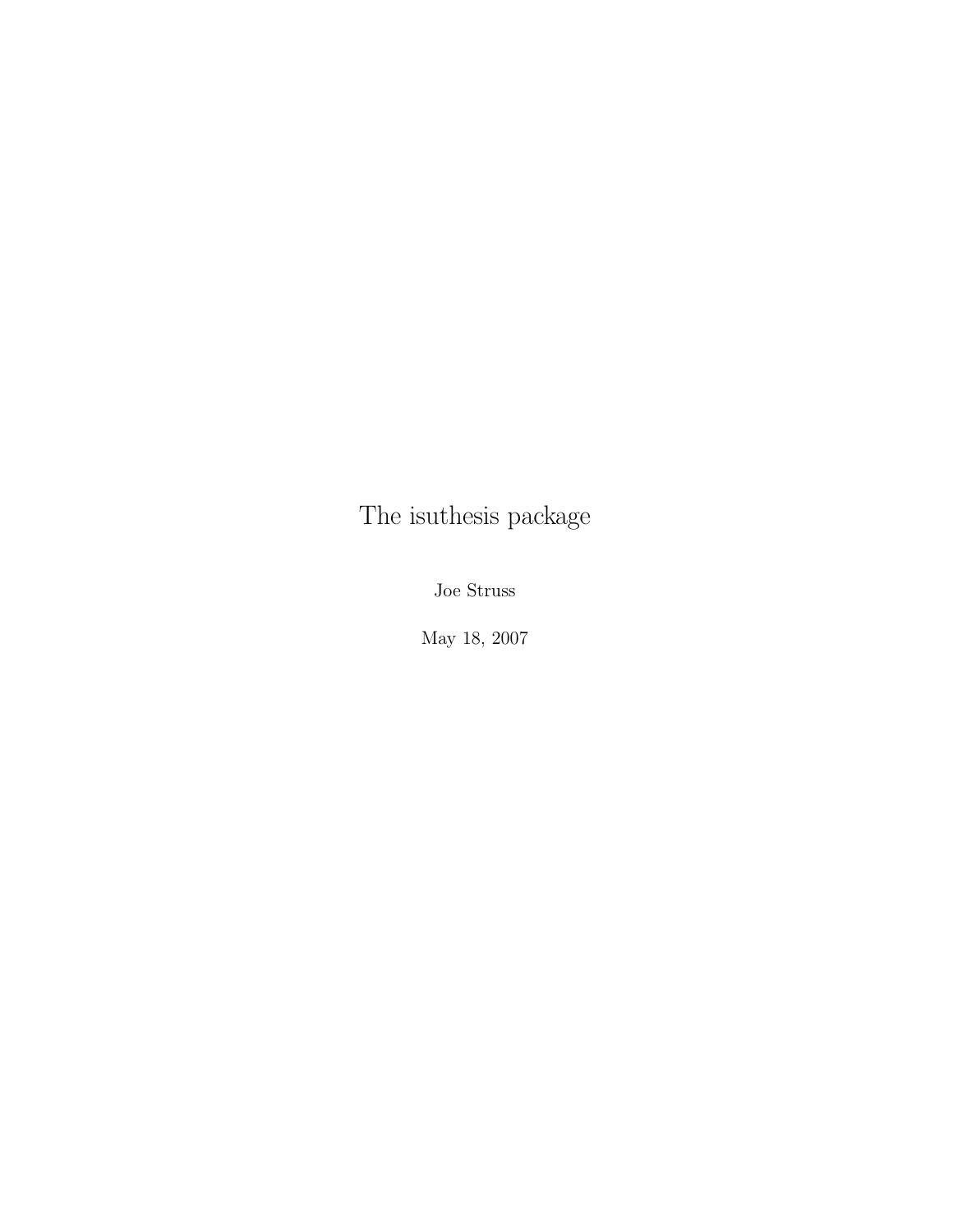# The isuthesis package

Joe Struss

May 18, 2007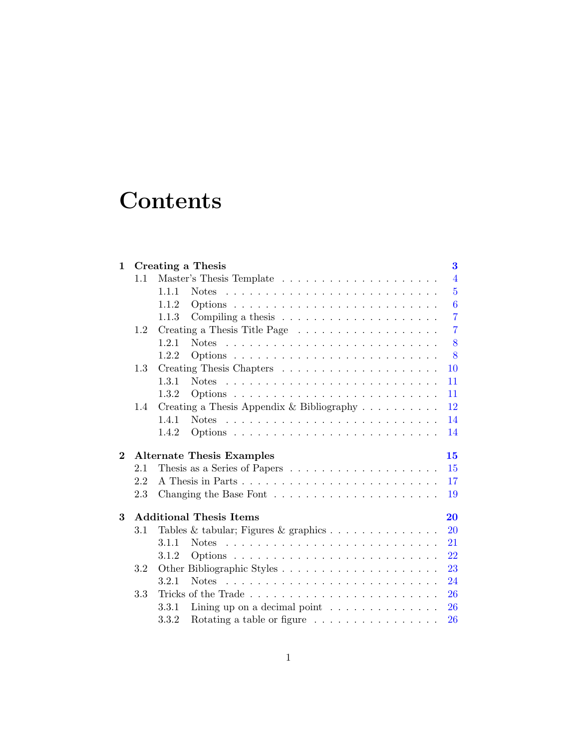# Contents

**1 Creating a Thesis** **3**
- 1.1 Master's Thesis Template . . . . . . . . . . . . . . . . . . . . . 4
  - 1.1.1 Notes . . . . . . . . . . . . . . . . . . . . . . . . . . 5
  - 1.1.2 Options . . . . . . . . . . . . . . . . . . . . . . . . . 6
  - 1.1.3 Compiling a thesis . . . . . . . . . . . . . . . . . . . 7
- 1.2 Creating a Thesis Title Page . . . . . . . . . . . . . . . . . . 7
  - 1.2.1 Notes . . . . . . . . . . . . . . . . . . . . . . . . . . 8
  - 1.2.2 Options . . . . . . . . . . . . . . . . . . . . . . . . . 8
- 1.3 Creating Thesis Chapters . . . . . . . . . . . . . . . . . . . . 10
  - 1.3.1 Notes . . . . . . . . . . . . . . . . . . . . . . . . . . 11
  - 1.3.2 Options . . . . . . . . . . . . . . . . . . . . . . . . . 11
- 1.4 Creating a Thesis Appendix & Bibliography . . . . . . . . . . 12
  - 1.4.1 Notes . . . . . . . . . . . . . . . . . . . . . . . . . . 14
  - 1.4.2 Options . . . . . . . . . . . . . . . . . . . . . . . . . 14

**2 Alternate Thesis Examples** **15**
- 2.1 Thesis as a Series of Papers . . . . . . . . . . . . . . . . . . . 15
- 2.2 A Thesis in Parts . . . . . . . . . . . . . . . . . . . . . . . . 17
- 2.3 Changing the Base Font . . . . . . . . . . . . . . . . . . . . . 19

**3 Additional Thesis Items** **20**
- 3.1 Tables & tabular; Figures & graphics . . . . . . . . . . . . . . 20
  - 3.1.1 Notes . . . . . . . . . . . . . . . . . . . . . . . . . . 21
  - 3.1.2 Options . . . . . . . . . . . . . . . . . . . . . . . . . 22
- 3.2 Other Bibliographic Styles . . . . . . . . . . . . . . . . . . . . 23
  - 3.2.1 Notes . . . . . . . . . . . . . . . . . . . . . . . . . . 24
- 3.3 Tricks of the Trade . . . . . . . . . . . . . . . . . . . . . . . 26
  - 3.3.1 Lining up on a decimal point . . . . . . . . . . . . . . 26
  - 3.3.2 Rotating a table or figure . . . . . . . . . . . . . . . . 26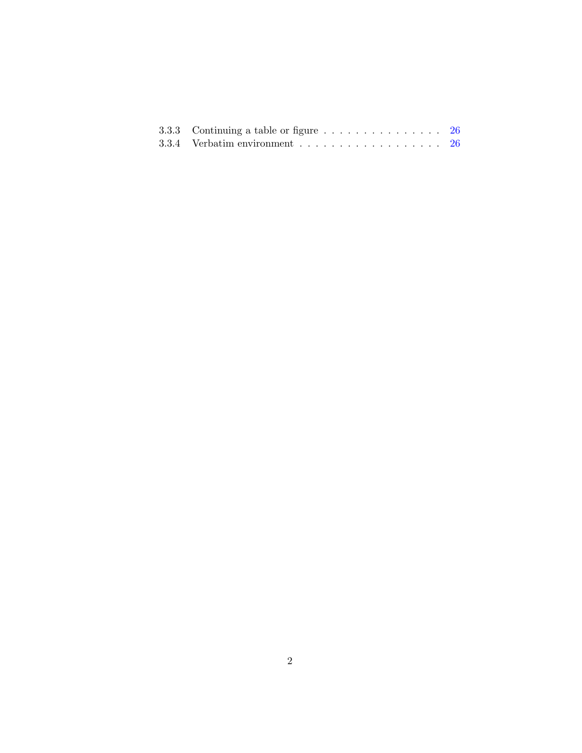3.3.3 Continuing a table or figure . . . . . . . . . . . . . . . . 26
3.3.4 Verbatim environment . . . . . . . . . . . . . . . . . . . 26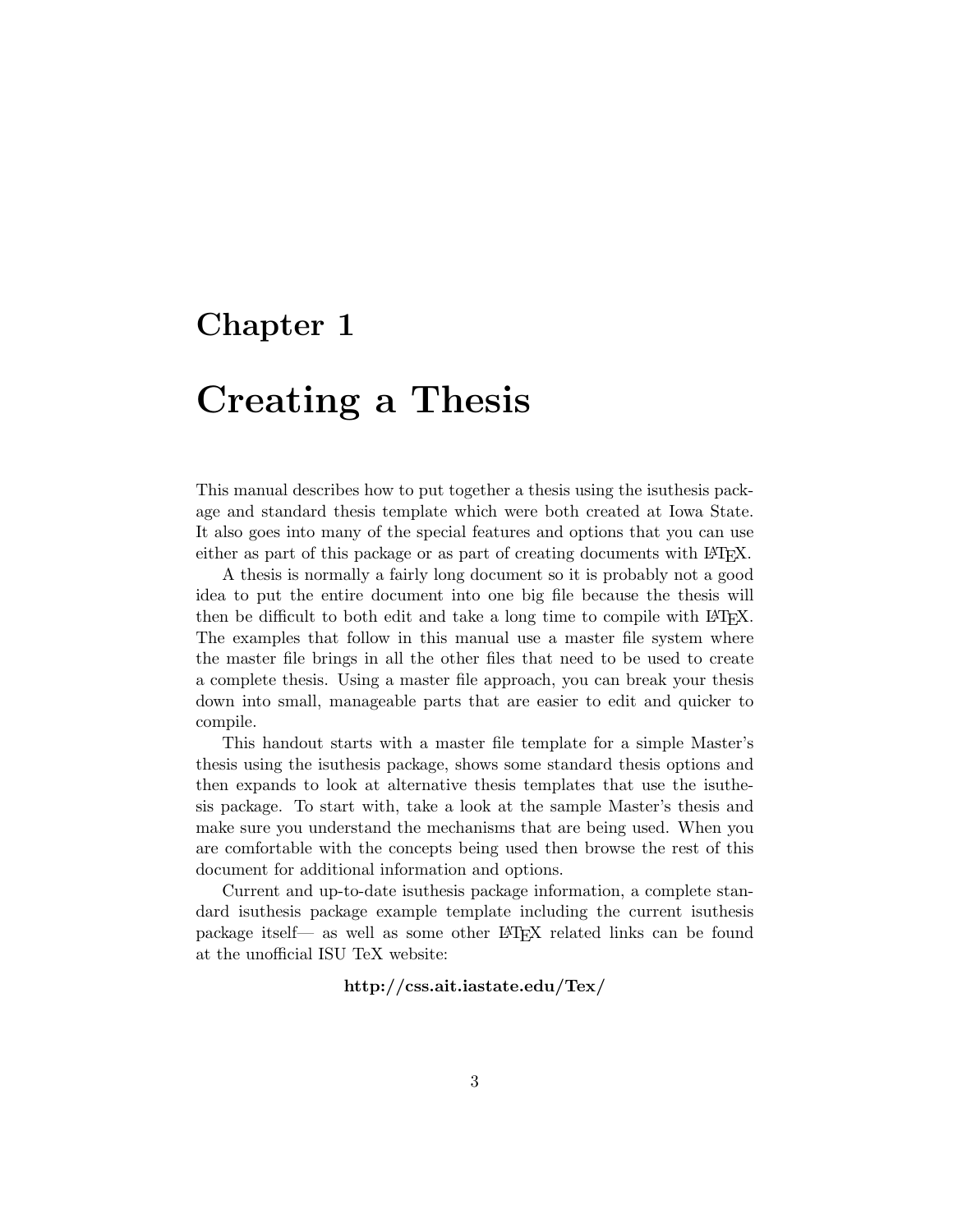# Chapter 1

# Creating a Thesis

This manual describes how to put together a thesis using the isuthesis package and standard thesis template which were both created at Iowa State. It also goes into many of the special features and options that you can use either as part of this package or as part of creating documents with LaTeX.

A thesis is normally a fairly long document so it is probably not a good idea to put the entire document into one big file because the thesis will then be difficult to both edit and take a long time to compile with LaTeX. The examples that follow in this manual use a master file system where the master file brings in all the other files that need to be used to create a complete thesis. Using a master file approach, you can break your thesis down into small, manageable parts that are easier to edit and quicker to compile.

This handout starts with a master file template for a simple Master's thesis using the isuthesis package, shows some standard thesis options and then expands to look at alternative thesis templates that use the isuthesis package. To start with, take a look at the sample Master's thesis and make sure you understand the mechanisms that are being used. When you are comfortable with the concepts being used then browse the rest of this document for additional information and options.

Current and up-to-date isuthesis package information, a complete standard isuthesis package example template including the current isuthesis package itself— as well as some other LaTeX related links can be found at the unofficial ISU TeX website:

**http://css.ait.iastate.edu/Tex/**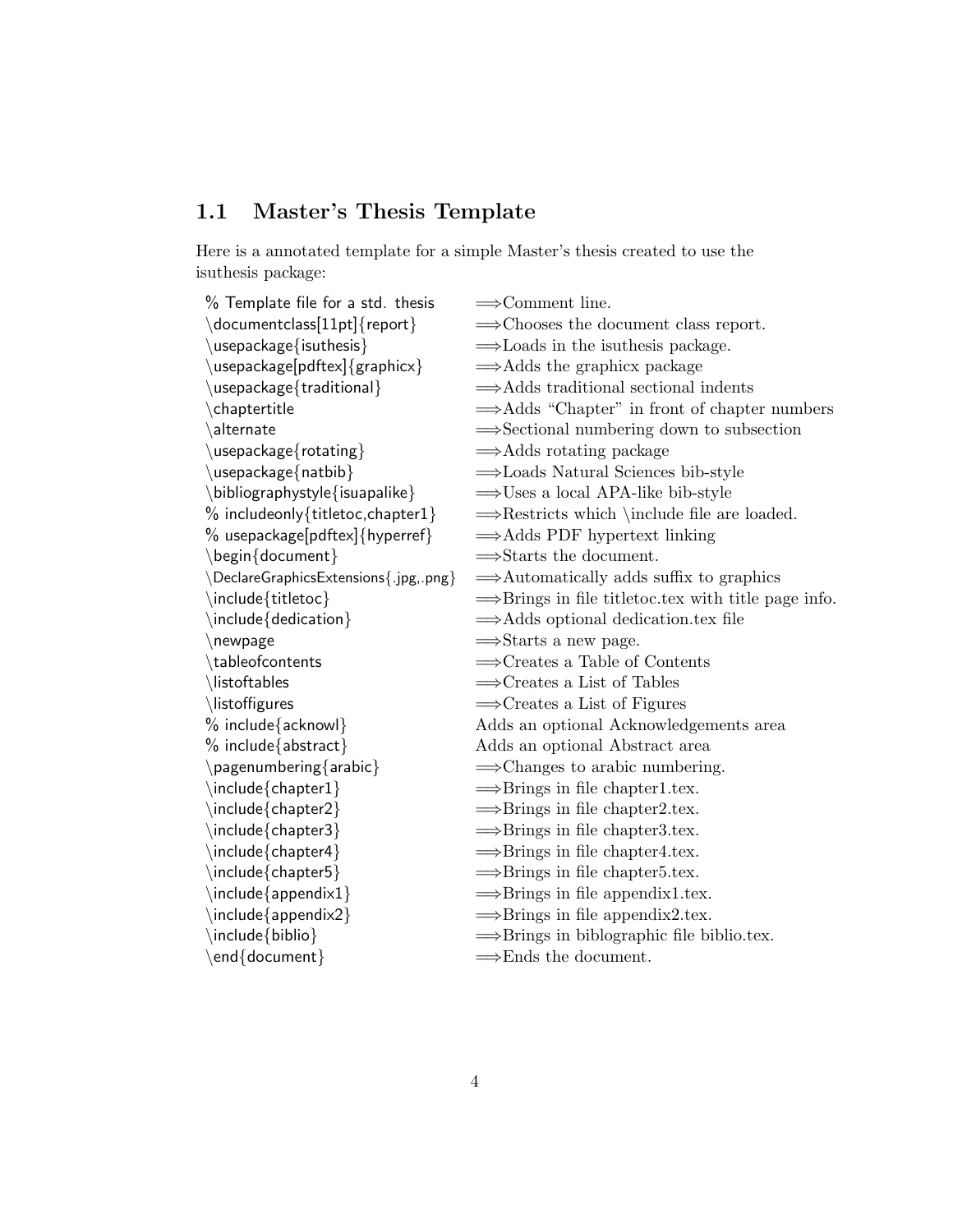## 1.1 Master's Thesis Template

Here is a annotated template for a simple Master's thesis created to use the isuthesis package:

| | |
|---|---|
| % Template file for a std. thesis | ⟹Comment line. |
| \documentclass[11pt]{report} | ⟹Chooses the document class report. |
| \usepackage{isuthesis} | ⟹Loads in the isuthesis package. |
| \usepackage[pdftex]{graphicx} | ⟹Adds the graphicx package |
| \usepackage{traditional} | ⟹Adds traditional sectional indents |
| \chaptertitle | ⟹Adds "Chapter" in front of chapter numbers |
| \alternate | ⟹Sectional numbering down to subsection |
| \usepackage{rotating} | ⟹Adds rotating package |
| \usepackage{natbib} | ⟹Loads Natural Sciences bib-style |
| \bibliographystyle{isuapalike} | ⟹Uses a local APA-like bib-style |
| % includeonly{titletoc,chapter1} | ⟹Restricts which \include file are loaded. |
| % usepackage[pdftex]{hyperref} | ⟹Adds PDF hypertext linking |
| \begin{document} | ⟹Starts the document. |
| \DeclareGraphicsExtensions{.jpg,.png} | ⟹Automatically adds suffix to graphics |
| \include{titletoc} | ⟹Brings in file titletoc.tex with title page info. |
| \include{dedication} | ⟹Adds optional dedication.tex file |
| \newpage | ⟹Starts a new page. |
| \tableofcontents | ⟹Creates a Table of Contents |
| \listoftables | ⟹Creates a List of Tables |
| \listoffigures | ⟹Creates a List of Figures |
| % include{acknowl} | Adds an optional Acknowledgements area |
| % include{abstract} | Adds an optional Abstract area |
| \pagenumbering{arabic} | ⟹Changes to arabic numbering. |
| \include{chapter1} | ⟹Brings in file chapter1.tex. |
| \include{chapter2} | ⟹Brings in file chapter2.tex. |
| \include{chapter3} | ⟹Brings in file chapter3.tex. |
| \include{chapter4} | ⟹Brings in file chapter4.tex. |
| \include{chapter5} | ⟹Brings in file chapter5.tex. |
| \include{appendix1} | ⟹Brings in file appendix1.tex. |
| \include{appendix2} | ⟹Brings in file appendix2.tex. |
| \include{biblio} | ⟹Brings in biblographic file biblio.tex. |
| \end{document} | ⟹Ends the document. |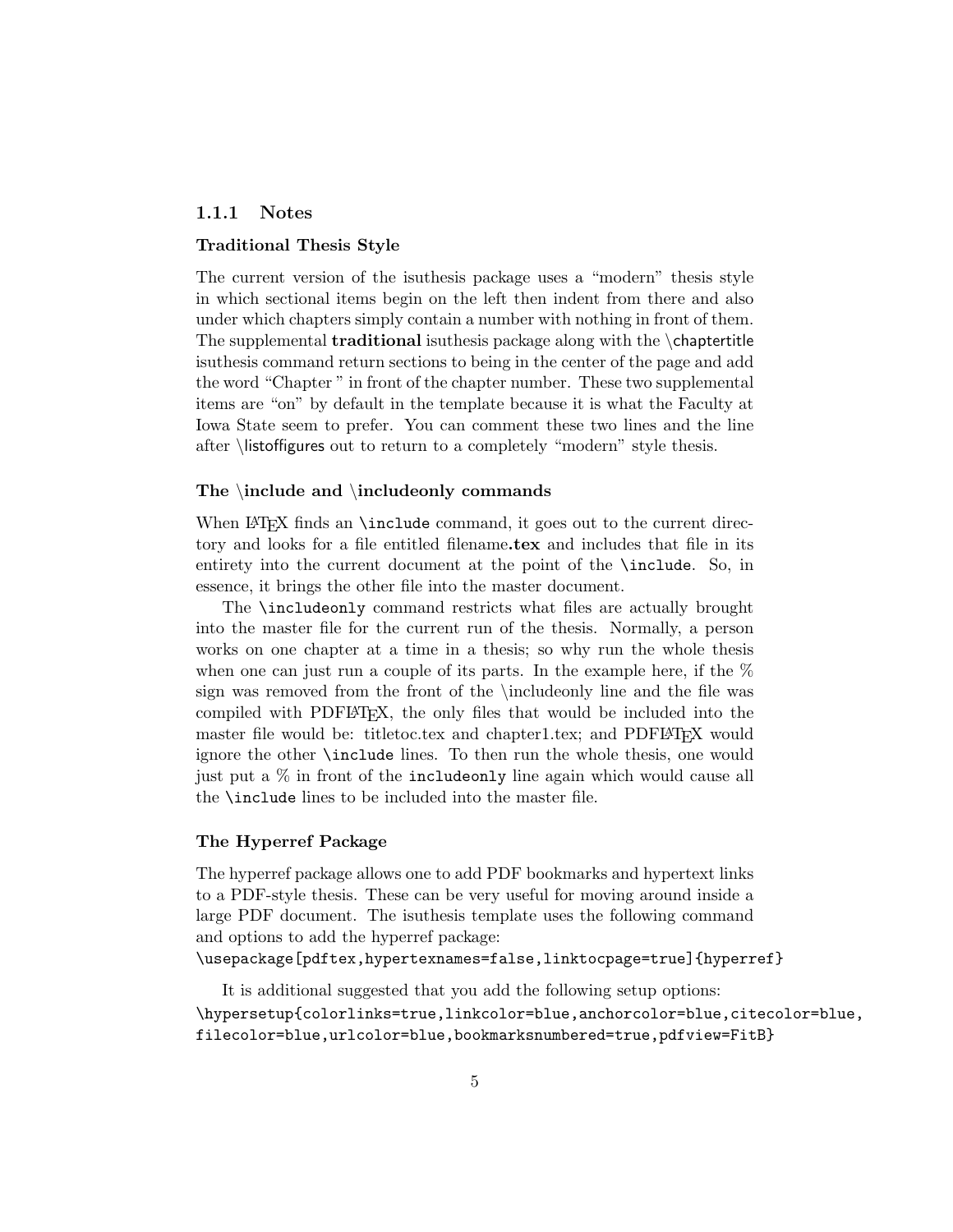### 1.1.1 Notes

#### Traditional Thesis Style

The current version of the isuthesis package uses a "modern" thesis style in which sectional items begin on the left then indent from there and also under which chapters simply contain a number with nothing in front of them. The supplemental **traditional** isuthesis package along with the \chaptertitle isuthesis command return sections to being in the center of the page and add the word "Chapter " in front of the chapter number. These two supplemental items are "on" by default in the template because it is what the Faculty at Iowa State seem to prefer. You can comment these two lines and the line after \listoffigures out to return to a completely "modern" style thesis.

#### The \include and \includeonly commands

When LaTeX finds an `\include` command, it goes out to the current directory and looks for a file entitled filename**.tex** and includes that file in its entirety into the current document at the point of the `\include`. So, in essence, it brings the other file into the master document.

The `\includeonly` command restricts what files are actually brought into the master file for the current run of the thesis. Normally, a person works on one chapter at a time in a thesis; so why run the whole thesis when one can just run a couple of its parts. In the example here, if the % sign was removed from the front of the \includeonly line and the file was compiled with PDFLaTeX, the only files that would be included into the master file would be: titletoc.tex and chapter1.tex; and PDFLaTeX would ignore the other `\include` lines. To then run the whole thesis, one would just put a % in front of the `includeonly` line again which would cause all the `\include` lines to be included into the master file.

#### The Hyperref Package

The hyperref package allows one to add PDF bookmarks and hypertext links to a PDF-style thesis. These can be very useful for moving around inside a large PDF document. The isuthesis template uses the following command and options to add the hyperref package:

```
\usepackage[pdftex,hypertexnames=false,linktocpage=true]{hyperref}
```

It is additional suggested that you add the following setup options:

```
\hypersetup{colorlinks=true,linkcolor=blue,anchorcolor=blue,citecolor=blue,
filecolor=blue,urlcolor=blue,bookmarksnumbered=true,pdfview=FitB}
```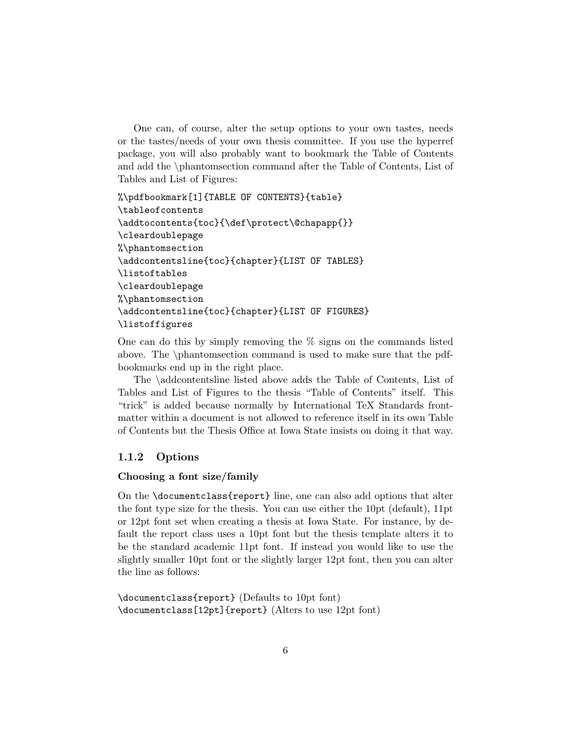One can, of course, alter the setup options to your own tastes, needs or the tastes/needs of your own thesis committee. If you use the hyperref package, you will also probably want to bookmark the Table of Contents and add the \phantomsection command after the Table of Contents, List of Tables and List of Figures:

```
%\pdfbookmark[1]{TABLE OF CONTENTS}{table}
\tableofcontents
\addtocontents{toc}{\def\protect\@chapapp{}}
\cleardoublepage
%\phantomsection
\addcontentsline{toc}{chapter}{LIST OF TABLES}
\listoftables
\cleardoublepage
%\phantomsection
\addcontentsline{toc}{chapter}{LIST OF FIGURES}
\listoffigures
```

One can do this by simply removing the % signs on the commands listed above. The \phantomsection command is used to make sure that the pdf-bookmarks end up in the right place.

The \addcontentsline listed above adds the Table of Contents, List of Tables and List of Figures to the thesis "Table of Contents" itself. This "trick" is added because normally by International TeX Standards front-matter within a document is not allowed to reference itself in its own Table of Contents but the Thesis Office at Iowa State insists on doing it that way.

### 1.1.2 Options

#### Choosing a font size/family

On the `\documentclass{report}` line, one can also add options that alter the font type size for the thesis. You can use either the 10pt (default), 11pt or 12pt font set when creating a thesis at Iowa State. For instance, by default the report class uses a 10pt font but the thesis template alters it to be the standard academic 11pt font. If instead you would like to use the slightly smaller 10pt font or the slightly larger 12pt font, then you can alter the line as follows:

`\documentclass{report}` (Defaults to 10pt font)
`\documentclass[12pt]{report}` (Alters to use 12pt font)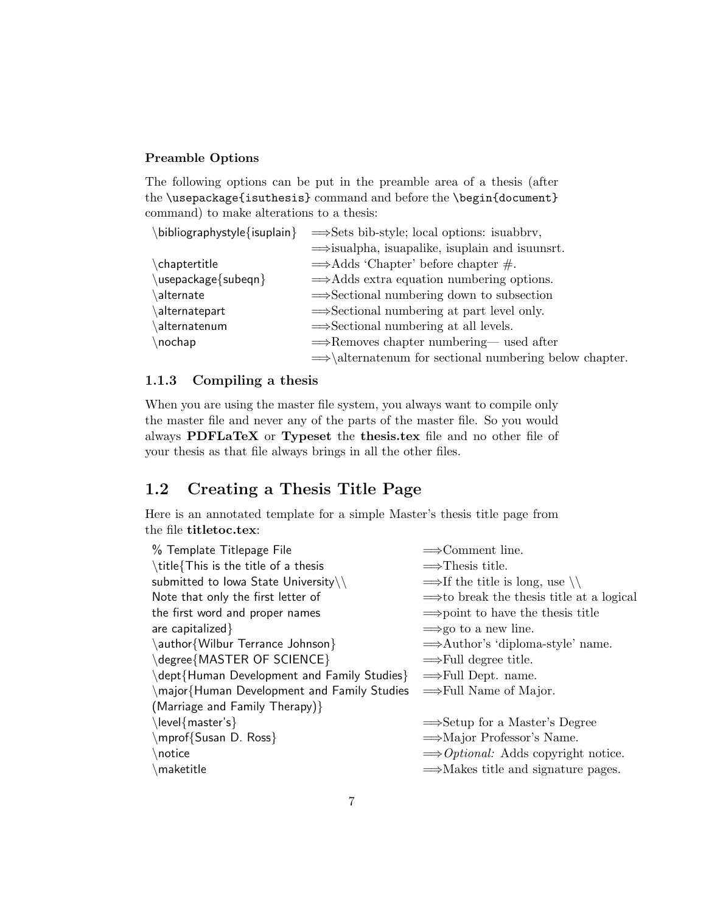**Preamble Options**

The following options can be put in the preamble area of a thesis (after the `\usepackage{isuthesis}` command and before the `\begin{document}` command) to make alterations to a thesis:

| | |
|---|---|
| \bibliographystyle{isuplain} | ⟹Sets bib-style; local options: isuabbrv, |
| | ⟹isualpha, isuapalike, isuplain and isuunsrt. |
| \chaptertitle | ⟹Adds 'Chapter' before chapter #. |
| \usepackage{subeqn} | ⟹Adds extra equation numbering options. |
| \alternate | ⟹Sectional numbering down to subsection |
| \alternatepart | ⟹Sectional numbering at part level only. |
| \alternatenum | ⟹Sectional numbering at all levels. |
| \nochap | ⟹Removes chapter numbering— used after |
| | ⟹\alternatenum for sectional numbering below chapter. |

### 1.1.3 Compiling a thesis

When you are using the master file system, you always want to compile only the master file and never any of the parts of the master file. So you would always **PDFLaTeX** or **Typeset** the **thesis.tex** file and no other file of your thesis as that file always brings in all the other files.

## 1.2 Creating a Thesis Title Page

Here is an annotated template for a simple Master's thesis title page from the file **titletoc.tex**:

| | |
|---|---|
| % Template Titlepage File | ⟹Comment line. |
| \title{This is the title of a thesis | ⟹Thesis title. |
| submitted to Iowa State University\\ | ⟹If the title is long, use \\ |
| Note that only the first letter of | ⟹to break the thesis title at a logical |
| the first word and proper names | ⟹point to have the thesis title |
| are capitalized} | ⟹go to a new line. |
| \author{Wilbur Terrance Johnson} | ⟹Author's 'diploma-style' name. |
| \degree{MASTER OF SCIENCE} | ⟹Full degree title. |
| \dept{Human Development and Family Studies} | ⟹Full Dept. name. |
| \major{Human Development and Family Studies | ⟹Full Name of Major. |
| (Marriage and Family Therapy)} | |
| \level{master's} | ⟹Setup for a Master's Degree |
| \mprof{Susan D. Ross} | ⟹Major Professor's Name. |
| \notice | ⟹*Optional:* Adds copyright notice. |
| \maketitle | ⟹Makes title and signature pages. |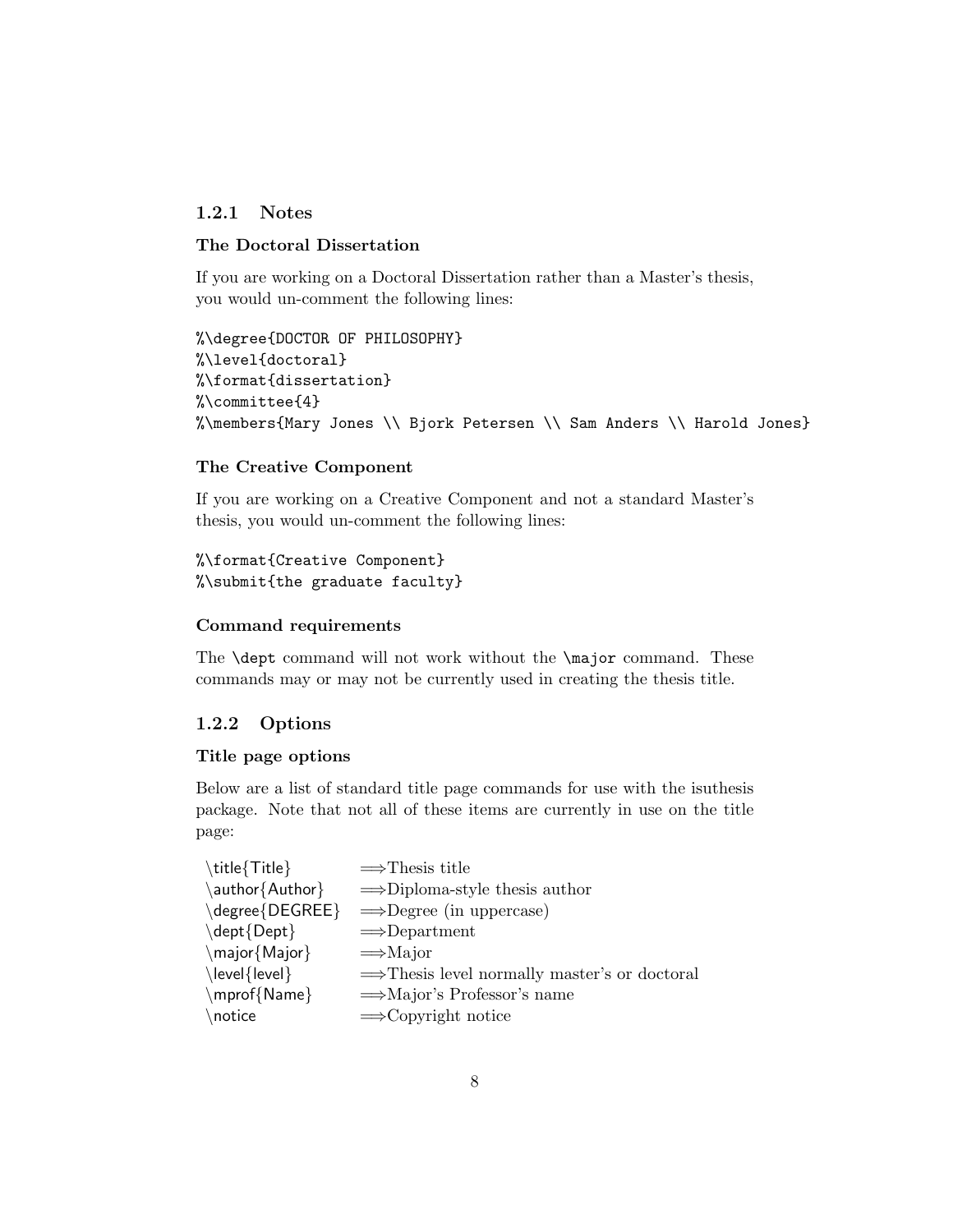### 1.2.1 Notes

#### The Doctoral Dissertation

If you are working on a Doctoral Dissertation rather than a Master's thesis, you would un-comment the following lines:

```
%\degree{DOCTOR OF PHILOSOPHY}
%\level{doctoral}
%\format{dissertation}
%\committee{4}
%\members{Mary Jones \\ Bjork Petersen \\ Sam Anders \\ Harold Jones}
```

#### The Creative Component

If you are working on a Creative Component and not a standard Master's thesis, you would un-comment the following lines:

```
%\format{Creative Component}
%\submit{the graduate faculty}
```

#### Command requirements

The `\dept` command will not work without the `\major` command. These commands may or may not be currently used in creating the thesis title.

### 1.2.2 Options

#### Title page options

Below are a list of standard title page commands for use with the isuthesis package. Note that not all of these items are currently in use on the title page:

| | |
|---|---|
| \title{Title} | ⟹Thesis title |
| \author{Author} | ⟹Diploma-style thesis author |
| \degree{DEGREE} | ⟹Degree (in uppercase) |
| \dept{Dept} | ⟹Department |
| \major{Major} | ⟹Major |
| \level{level} | ⟹Thesis level normally master's or doctoral |
| \mprof{Name} | ⟹Major's Professor's name |
| \notice | ⟹Copyright notice |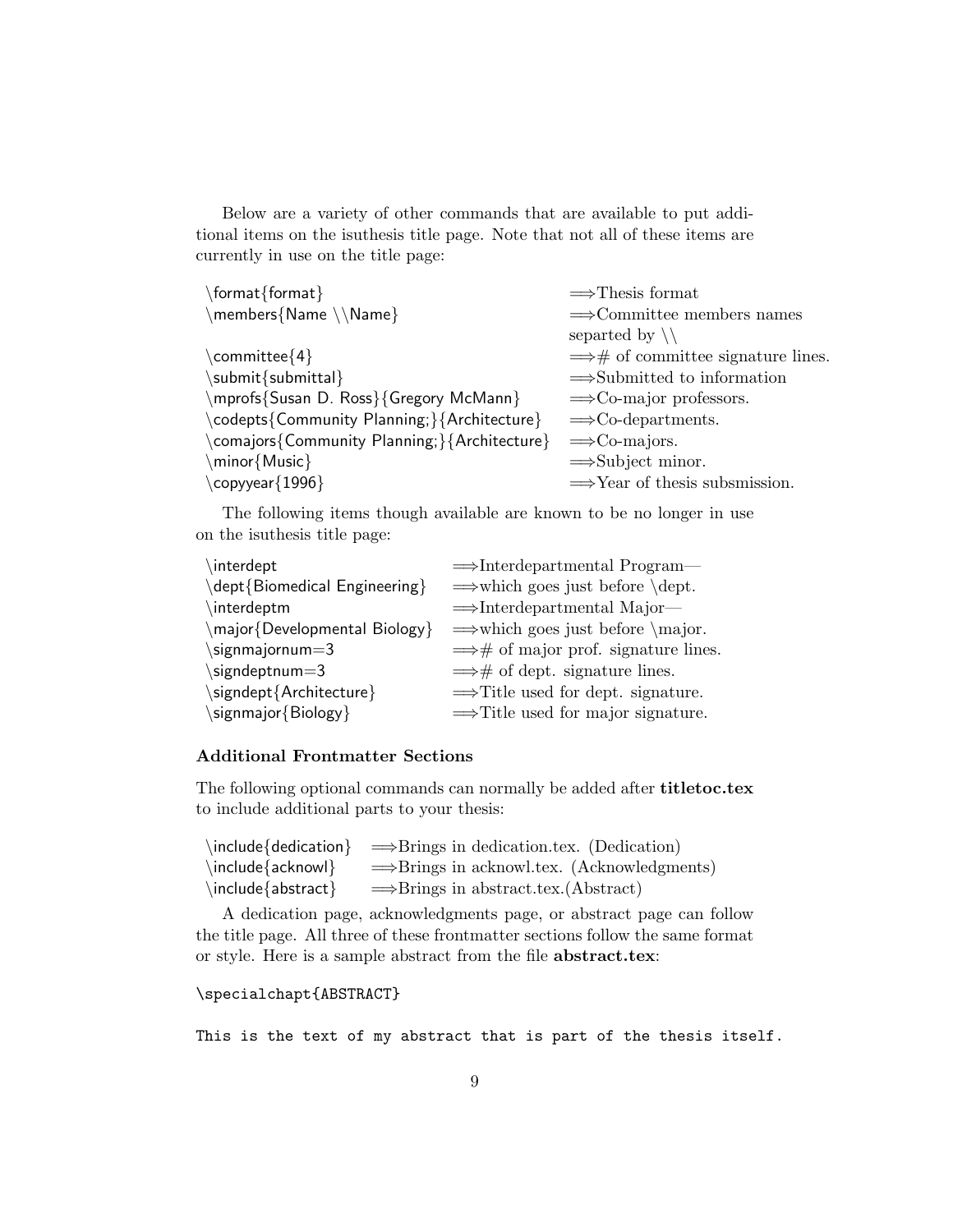Below are a variety of other commands that are available to put additional items on the isuthesis title page. Note that not all of these items are currently in use on the title page:

| | |
|---|---|
| \format{format} | ⟹Thesis format |
| \members{Name \\Name} | ⟹Committee members names separted by \\ |
| \committee{4} | ⟹# of committee signature lines. |
| \submit{submittal} | ⟹Submitted to information |
| \mprofs{Susan D. Ross}{Gregory McMann} | ⟹Co-major professors. |
| \codepts{Community Planning;}{Architecture} | ⟹Co-departments. |
| \comajors{Community Planning;}{Architecture} | ⟹Co-majors. |
| \minor{Music} | ⟹Subject minor. |
| \copyyear{1996} | ⟹Year of thesis subsmission. |

The following items though available are known to be no longer in use on the isuthesis title page:

| | |
|---|---|
| \interdept | ⟹Interdepartmental Program— |
| \dept{Biomedical Engineering} | ⟹which goes just before \dept. |
| \interdeptm | ⟹Interdepartmental Major— |
| \major{Developmental Biology} | ⟹which goes just before \major. |
| \signmajornum=3 | ⟹# of major prof. signature lines. |
| \signdeptnum=3 | ⟹# of dept. signature lines. |
| \signdept{Architecture} | ⟹Title used for dept. signature. |
| \signmajor{Biology} | ⟹Title used for major signature. |

### Additional Frontmatter Sections

The following optional commands can normally be added after **titletoc.tex** to include additional parts to your thesis:

| | |
|---|---|
| \include{dedication} | ⟹Brings in dedication.tex. (Dedication) |
| \include{acknowl} | ⟹Brings in acknowl.tex. (Acknowledgments) |
| \include{abstract} | ⟹Brings in abstract.tex.(Abstract) |

A dedication page, acknowledgments page, or abstract page can follow the title page. All three of these frontmatter sections follow the same format or style. Here is a sample abstract from the file **abstract.tex**:

```
\specialchapt{ABSTRACT}

This is the text of my abstract that is part of the thesis itself.
```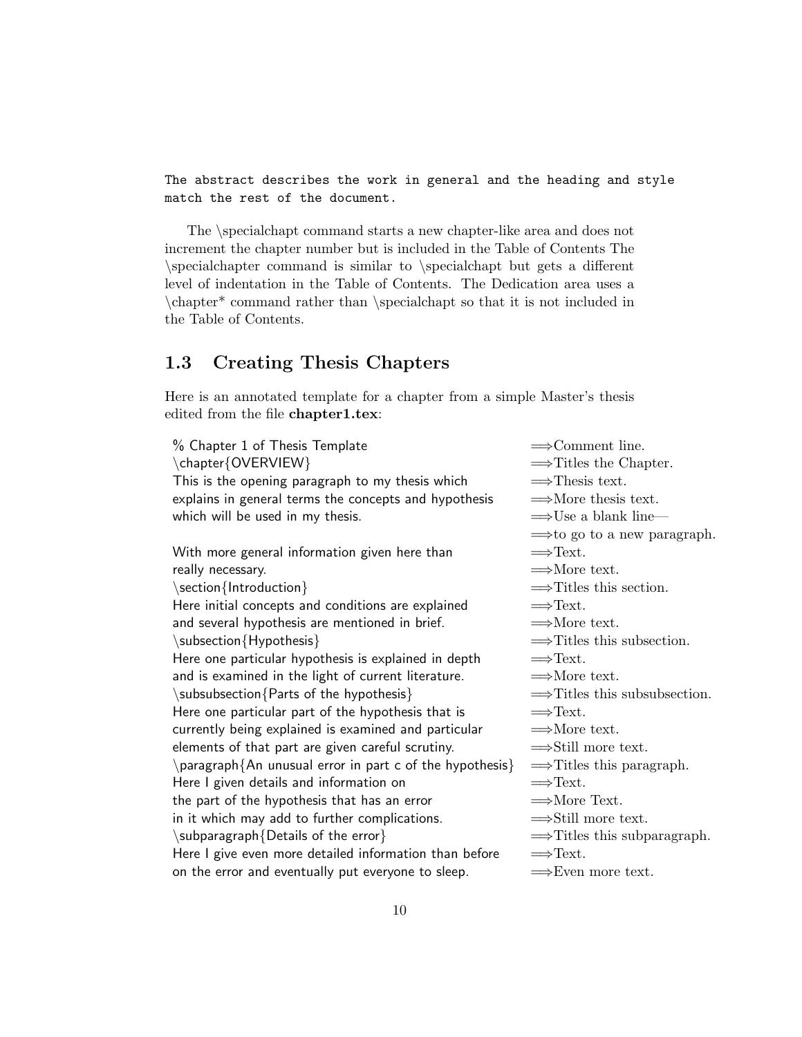```
The abstract describes the work in general and the heading and style
match the rest of the document.
```

The \specialchapt command starts a new chapter-like area and does not increment the chapter number but is included in the Table of Contents The \specialchapter command is similar to \specialchapt but gets a different level of indentation in the Table of Contents. The Dedication area uses a \chapter* command rather than \specialchapt so that it is not included in the Table of Contents.

## 1.3 Creating Thesis Chapters

Here is an annotated template for a chapter from a simple Master's thesis edited from the file **chapter1.tex**:

| | |
|---|---|
| % Chapter 1 of Thesis Template | ⟹Comment line. |
| \chapter{OVERVIEW} | ⟹Titles the Chapter. |
| This is the opening paragraph to my thesis which | ⟹Thesis text. |
| explains in general terms the concepts and hypothesis | ⟹More thesis text. |
| which will be used in my thesis. | ⟹Use a blank line— |
| | ⟹to go to a new paragraph. |
| With more general information given here than | ⟹Text. |
| really necessary. | ⟹More text. |
| \section{Introduction} | ⟹Titles this section. |
| Here initial concepts and conditions are explained | ⟹Text. |
| and several hypothesis are mentioned in brief. | ⟹More text. |
| \subsection{Hypothesis} | ⟹Titles this subsection. |
| Here one particular hypothesis is explained in depth | ⟹Text. |
| and is examined in the light of current literature. | ⟹More text. |
| \subsubsection{Parts of the hypothesis} | ⟹Titles this subsubsection. |
| Here one particular part of the hypothesis that is | ⟹Text. |
| currently being explained is examined and particular | ⟹More text. |
| elements of that part are given careful scrutiny. | ⟹Still more text. |
| \paragraph{An unusual error in part c of the hypothesis} | ⟹Titles this paragraph. |
| Here I given details and information on | ⟹Text. |
| the part of the hypothesis that has an error | ⟹More Text. |
| in it which may add to further complications. | ⟹Still more text. |
| \subparagraph{Details of the error} | ⟹Titles this subparagraph. |
| Here I give even more detailed information than before | ⟹Text. |
| on the error and eventually put everyone to sleep. | ⟹Even more text. |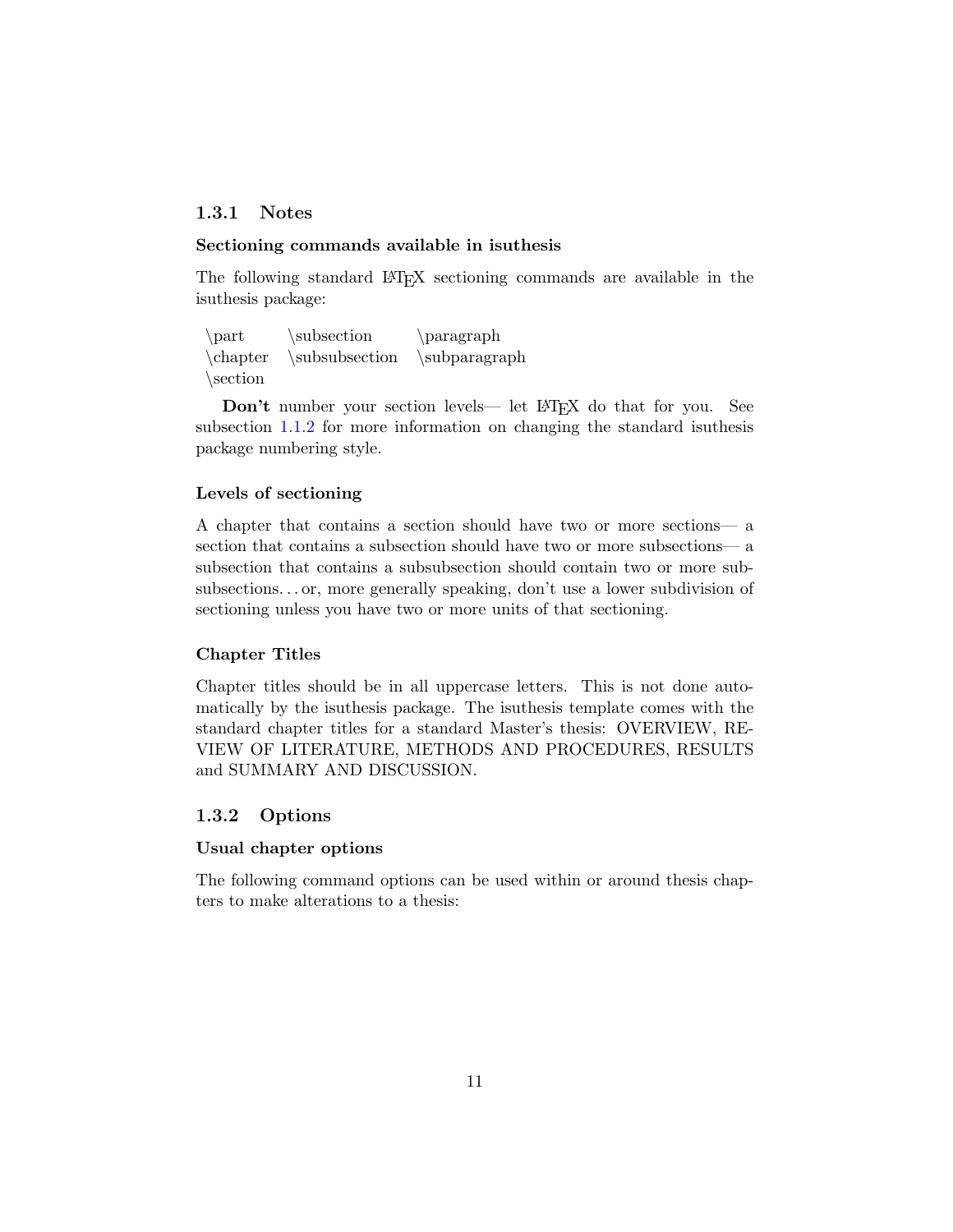### 1.3.1 Notes

#### Sectioning commands available in isuthesis

The following standard LaTeX sectioning commands are available in the isuthesis package:

| | | |
|---|---|---|
| \part | \subsection | \paragraph |
| \chapter | \subsubsection | \subparagraph |
| \section | | |

**Don't** number your section levels— let LaTeX do that for you. See subsection 1.1.2 for more information on changing the standard isuthesis package numbering style.

#### Levels of sectioning

A chapter that contains a section should have two or more sections— a section that contains a subsection should have two or more subsections— a subsection that contains a subsubsection should contain two or more subsubsections. . . or, more generally speaking, don't use a lower subdivision of sectioning unless you have two or more units of that sectioning.

#### Chapter Titles

Chapter titles should be in all uppercase letters. This is not done automatically by the isuthesis package. The isuthesis template comes with the standard chapter titles for a standard Master's thesis: OVERVIEW, REVIEW OF LITERATURE, METHODS AND PROCEDURES, RESULTS and SUMMARY AND DISCUSSION.

### 1.3.2 Options

#### Usual chapter options

The following command options can be used within or around thesis chapters to make alterations to a thesis: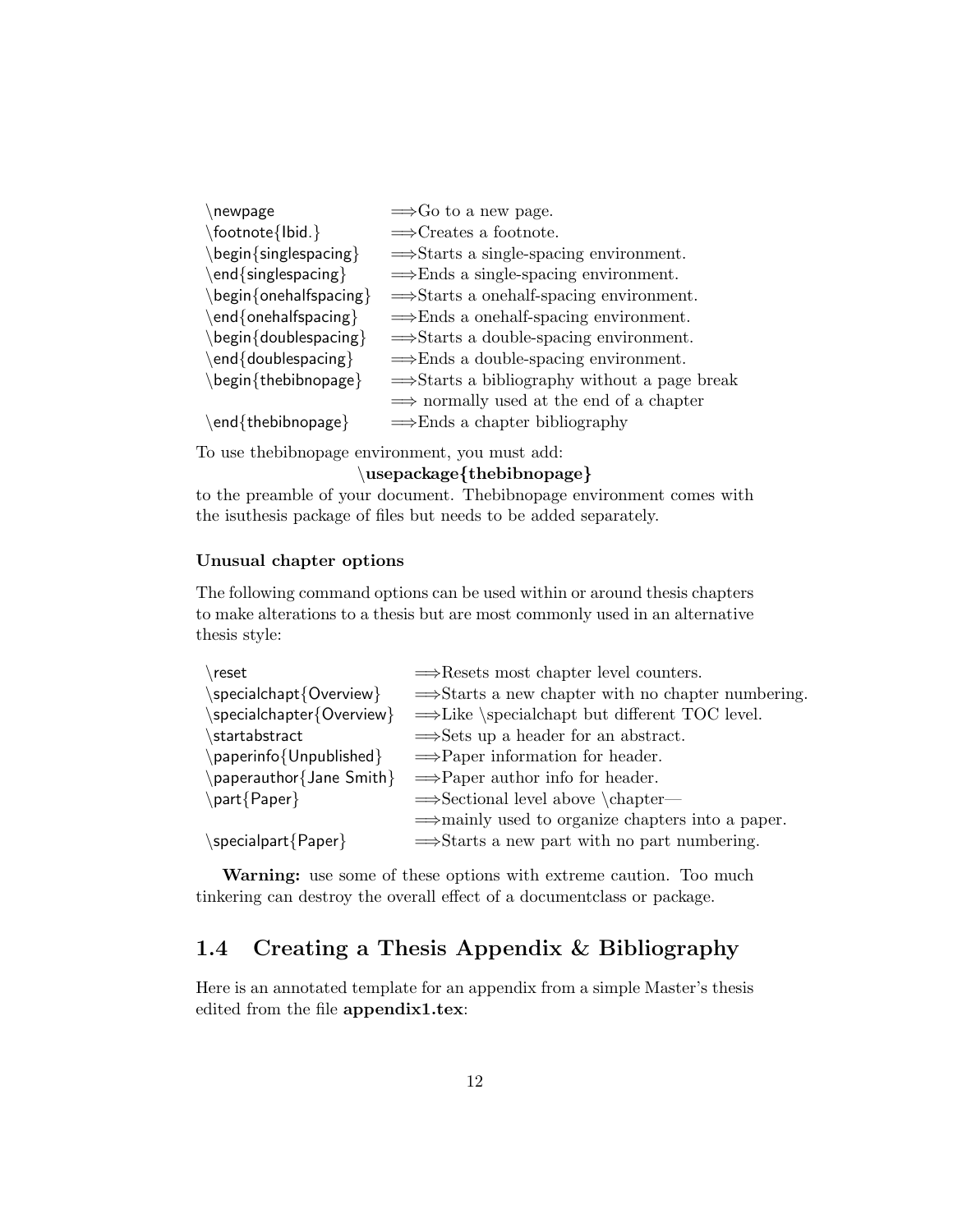| | |
|---|---|
| \newpage | ⟹Go to a new page. |
| \footnote{Ibid.} | ⟹Creates a footnote. |
| \begin{singlespacing} | ⟹Starts a single-spacing environment. |
| \end{singlespacing} | ⟹Ends a single-spacing environment. |
| \begin{onehalfspacing} | ⟹Starts a onehalf-spacing environment. |
| \end{onehalfspacing} | ⟹Ends a onehalf-spacing environment. |
| \begin{doublespacing} | ⟹Starts a double-spacing environment. |
| \end{doublespacing} | ⟹Ends a double-spacing environment. |
| \begin{thebibnopage} | ⟹Starts a bibliography without a page break |
| | ⟹ normally used at the end of a chapter |
| \end{thebibnopage} | ⟹Ends a chapter bibliography |

To use thebibnopage environment, you must add:

**\usepackage{thebibnopage}**

to the preamble of your document. Thebibnopage environment comes with the isuthesis package of files but needs to be added separately.

#### Unusual chapter options

The following command options can be used within or around thesis chapters to make alterations to a thesis but are most commonly used in an alternative thesis style:

| | |
|---|---|
| \reset | ⟹Resets most chapter level counters. |
| \specialchapt{Overview} | ⟹Starts a new chapter with no chapter numbering. |
| \specialchapter{Overview} | ⟹Like \specialchapt but different TOC level. |
| \startabstract | ⟹Sets up a header for an abstract. |
| \paperinfo{Unpublished} | ⟹Paper information for header. |
| \paperauthor{Jane Smith} | ⟹Paper author info for header. |
| \part{Paper} | ⟹Sectional level above \chapter— |
| | ⟹mainly used to organize chapters into a paper. |
| \specialpart{Paper} | ⟹Starts a new part with no part numbering. |

**Warning:** use some of these options with extreme caution. Too much tinkering can destroy the overall effect of a documentclass or package.

## 1.4 Creating a Thesis Appendix & Bibliography

Here is an annotated template for an appendix from a simple Master's thesis edited from the file **appendix1.tex**: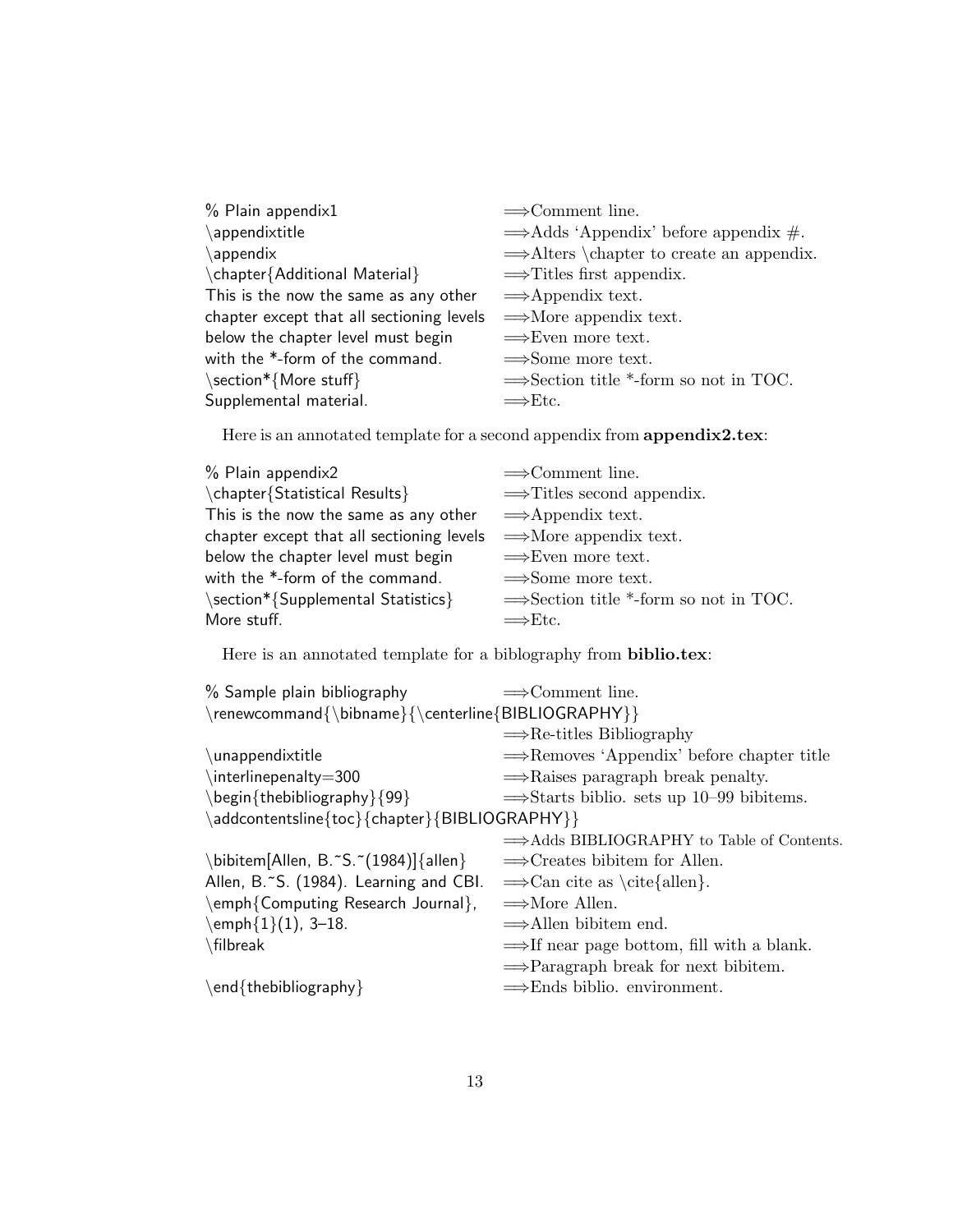| | |
|---|---|
| % Plain appendix1 | ⟹Comment line. |
| \appendixtitle | ⟹Adds 'Appendix' before appendix #. |
| \appendix | ⟹Alters \chapter to create an appendix. |
| \chapter{Additional Material} | ⟹Titles first appendix. |
| This is the now the same as any other | ⟹Appendix text. |
| chapter except that all sectioning levels | ⟹More appendix text. |
| below the chapter level must begin | ⟹Even more text. |
| with the *-form of the command. | ⟹Some more text. |
| \section*{More stuff} | ⟹Section title *-form so not in TOC. |
| Supplemental material. | ⟹Etc. |

Here is an annotated template for a second appendix from **appendix2.tex**:

| | |
|---|---|
| % Plain appendix2 | ⟹Comment line. |
| \chapter{Statistical Results} | ⟹Titles second appendix. |
| This is the now the same as any other | ⟹Appendix text. |
| chapter except that all sectioning levels | ⟹More appendix text. |
| below the chapter level must begin | ⟹Even more text. |
| with the *-form of the command. | ⟹Some more text. |
| \section*{Supplemental Statistics} | ⟹Section title *-form so not in TOC. |
| More stuff. | ⟹Etc. |

Here is an annotated template for a biblography from **biblio.tex**:

| | |
|---|---|
| % Sample plain bibliography | ⟹Comment line. |
| \renewcommand{\bibname}{\centerline{BIBLIOGRAPHY}} | |
| | ⟹Re-titles Bibliography |
| \unappendixtitle | ⟹Removes 'Appendix' before chapter title |
| \interlinepenalty=300 | ⟹Raises paragraph break penalty. |
| \begin{thebibliography}{99} | ⟹Starts biblio. sets up 10–99 bibitems. |
| \addcontentsline{toc}{chapter}{BIBLIOGRAPHY}} | |
| | ⟹Adds BIBLIOGRAPHY to Table of Contents. |
| \bibitem[Allen, B.~S.~(1984)]{allen} | ⟹Creates bibitem for Allen. |
| Allen, B.~S. (1984). Learning and CBI. | ⟹Can cite as \cite{allen}. |
| \emph{Computing Research Journal}, | ⟹More Allen. |
| \emph{1}(1), 3–18. | ⟹Allen bibitem end. |
| \filbreak | ⟹If near page bottom, fill with a blank. |
| | ⟹Paragraph break for next bibitem. |
| \end{thebibliography} | ⟹Ends biblio. environment. |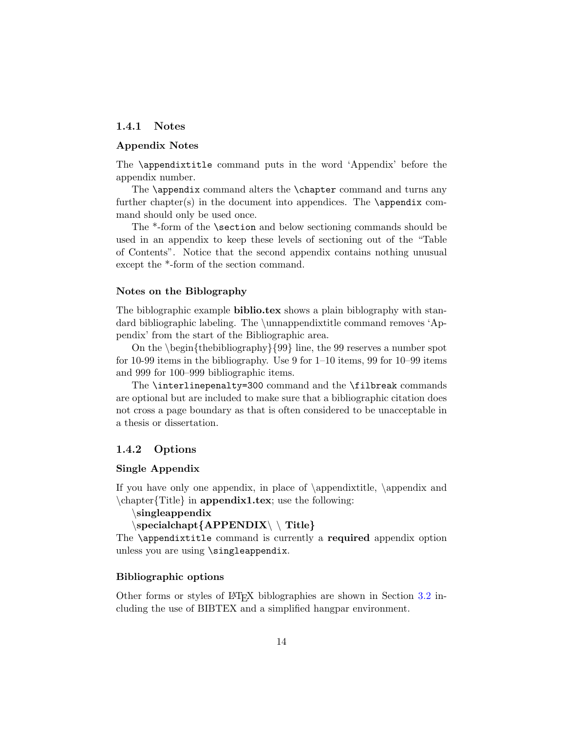### 1.4.1 Notes

#### Appendix Notes

The `\appendixtitle` command puts in the word 'Appendix' before the appendix number.

The `\appendix` command alters the `\chapter` command and turns any further chapter(s) in the document into appendices. The `\appendix` command should only be used once.

The *-form of the `\section` and below sectioning commands should be used in an appendix to keep these levels of sectioning out of the "Table of Contents". Notice that the second appendix contains nothing unusual except the *-form of the section command.

#### Notes on the Biblography

The biblographic example **biblio.tex** shows a plain biblography with standard bibliographic labeling. The \unnappendixtitle command removes 'Appendix' from the start of the Bibliographic area.

On the \begin{thebibliography}{99} line, the 99 reserves a number spot for 10-99 items in the bibliography. Use 9 for 1–10 items, 99 for 10–99 items and 999 for 100–999 bibliographic items.

The `\interlinepenalty=300` command and the `\filbreak` commands are optional but are included to make sure that a bibliographic citation does not cross a page boundary as that is often considered to be unacceptable in a thesis or dissertation.

### 1.4.2 Options

#### Single Appendix

If you have only one appendix, in place of \appendixtitle, \appendix and \chapter{Title} in **appendix1.tex**; use the following:

**\singleappendix**

**\specialchapt{APPENDIX\ \ Title}**

The `\appendixtitle` command is currently a **required** appendix option unless you are using `\singleappendix`.

#### Bibliographic options

Other forms or styles of LaTeX bibliographies are shown in Section 3.2 including the use of BIBTEX and a simplified hangpar environment.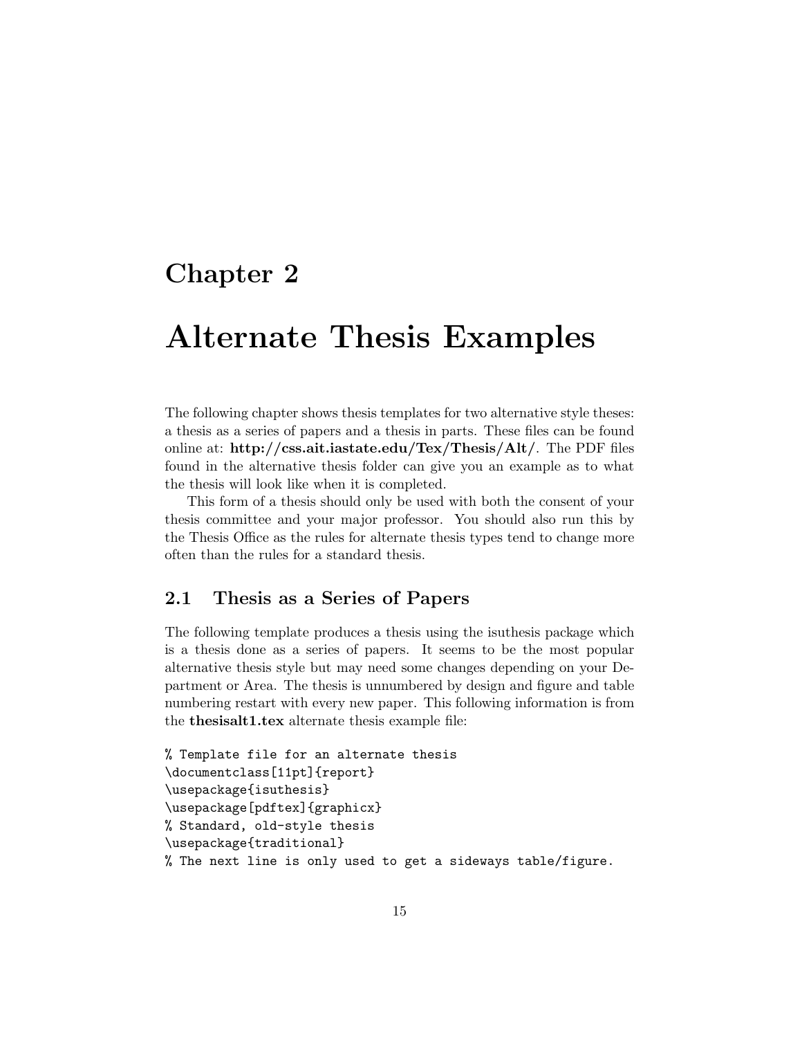# Chapter 2

# Alternate Thesis Examples

The following chapter shows thesis templates for two alternative style theses: a thesis as a series of papers and a thesis in parts. These files can be found online at: **http://css.ait.iastate.edu/Tex/Thesis/Alt/**. The PDF files found in the alternative thesis folder can give you an example as to what the thesis will look like when it is completed.

This form of a thesis should only be used with both the consent of your thesis committee and your major professor. You should also run this by the Thesis Office as the rules for alternate thesis types tend to change more often than the rules for a standard thesis.

## 2.1 Thesis as a Series of Papers

The following template produces a thesis using the isuthesis package which is a thesis done as a series of papers. It seems to be the most popular alternative thesis style but may need some changes depending on your Department or Area. The thesis is unnumbered by design and figure and table numbering restart with every new paper. This following information is from the **thesisalt1.tex** alternate thesis example file:

```
% Template file for an alternate thesis
\documentclass[11pt]{report}
\usepackage{isuthesis}
\usepackage[pdftex]{graphicx}
% Standard, old-style thesis
\usepackage{traditional}
% The next line is only used to get a sideways table/figure.
```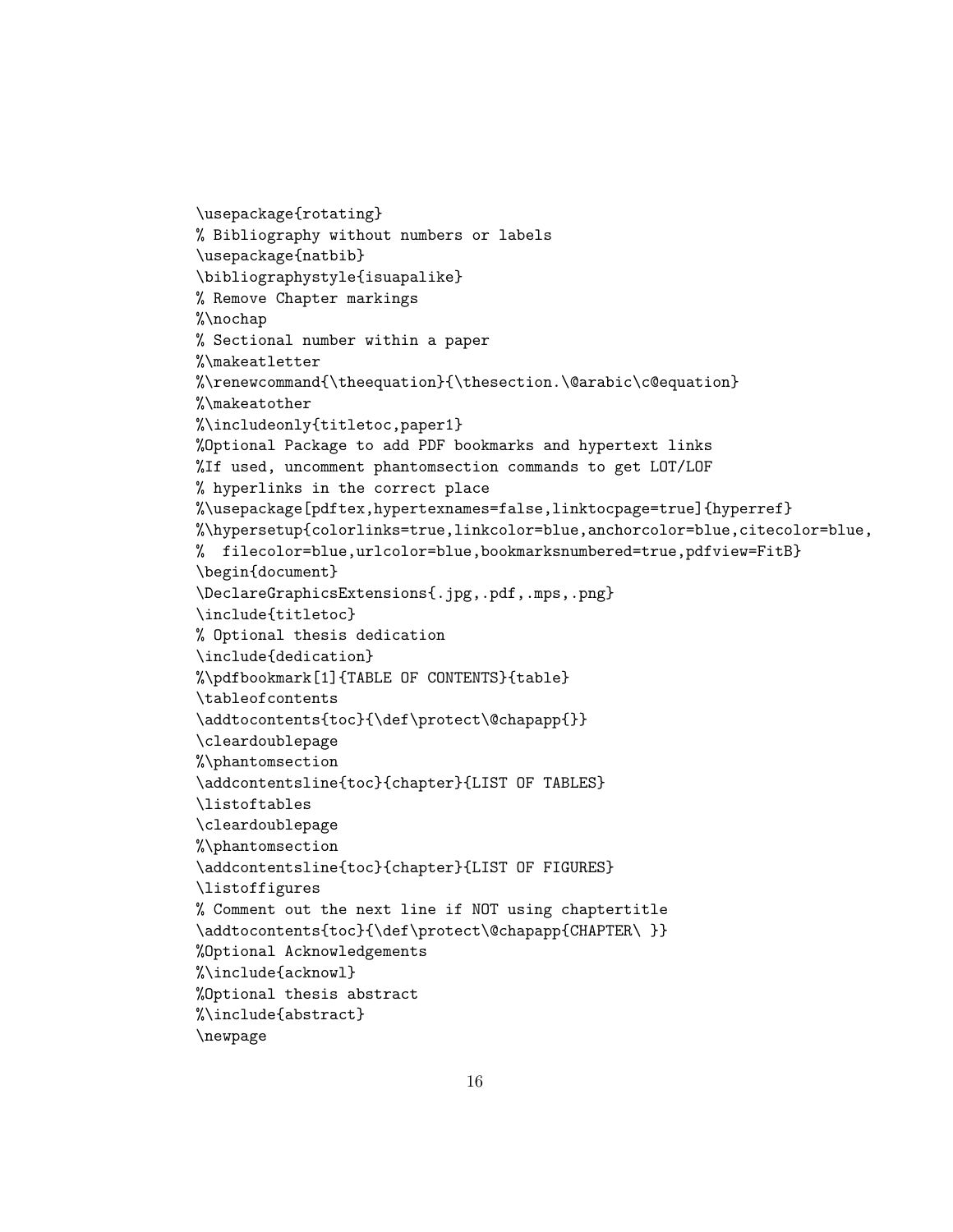```
\usepackage{rotating}
% Bibliography without numbers or labels
\usepackage{natbib}
\bibliographystyle{isuapalike}
% Remove Chapter markings
%\nochap
% Sectional number within a paper
%\makeatletter
%\renewcommand{\theequation}{\thesection.\@arabic\c@equation}
%\makeatother
%\includeonly{titletoc,paper1}
%Optional Package to add PDF bookmarks and hypertext links
%If used, uncomment phantomsection commands to get LOT/LOF
% hyperlinks in the correct place
%\usepackage[pdftex,hypertexnames=false,linktocpage=true]{hyperref}
%\hypersetup{colorlinks=true,linkcolor=blue,anchorcolor=blue,citecolor=blue,
%  filecolor=blue,urlcolor=blue,bookmarksnumbered=true,pdfview=FitB}
\begin{document}
\DeclareGraphicsExtensions{.jpg,.pdf,.mps,.png}
\include{titletoc}
% Optional thesis dedication
\include{dedication}
%\pdfbookmark[1]{TABLE OF CONTENTS}{table}
\tableofcontents
\addtocontents{toc}{\def\protect\@chapapp{}}
\cleardoublepage
%\phantomsection
\addcontentsline{toc}{chapter}{LIST OF TABLES}
\listoftables
\cleardoublepage
%\phantomsection
\addcontentsline{toc}{chapter}{LIST OF FIGURES}
\listoffigures
% Comment out the next line if NOT using chaptertitle
\addtocontents{toc}{\def\protect\@chapapp{CHAPTER\ }}
%Optional Acknowledgements
%\include{acknowl}
%Optional thesis abstract
%\include{abstract}
\newpage
```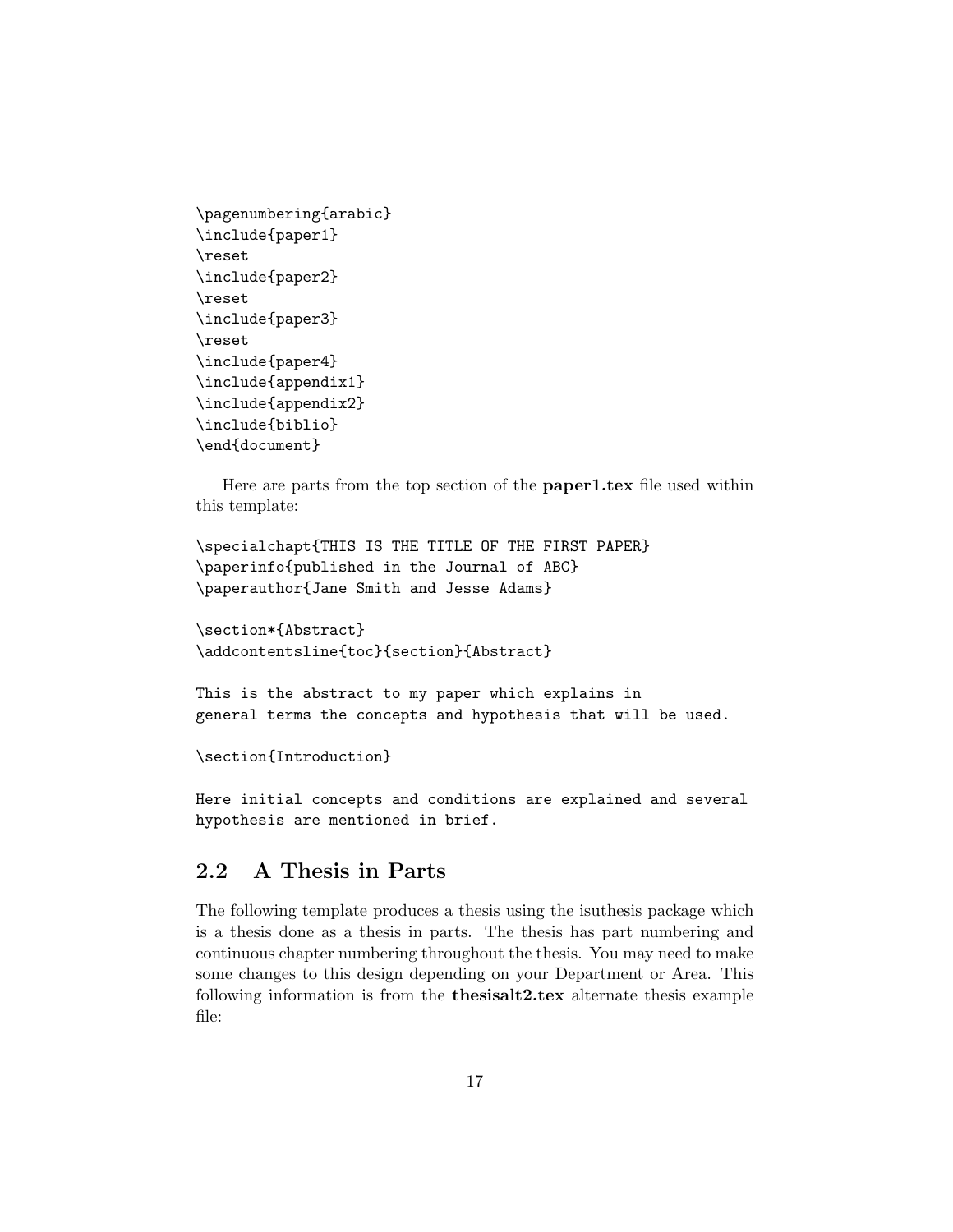```
\pagenumbering{arabic}
\include{paper1}
\reset
\include{paper2}
\reset
\include{paper3}
\reset
\include{paper4}
\include{appendix1}
\include{appendix2}
\include{biblio}
\end{document}
```

Here are parts from the top section of the **paper1.tex** file used within this template:

```
\specialchapt{THIS IS THE TITLE OF THE FIRST PAPER}
\paperinfo{published in the Journal of ABC}
\paperauthor{Jane Smith and Jesse Adams}

\section*{Abstract}
\addcontentsline{toc}{section}{Abstract}

This is the abstract to my paper which explains in
general terms the concepts and hypothesis that will be used.

\section{Introduction}

Here initial concepts and conditions are explained and several
hypothesis are mentioned in brief.
```

## 2.2 A Thesis in Parts

The following template produces a thesis using the isuthesis package which is a thesis done as a thesis in parts. The thesis has part numbering and continuous chapter numbering throughout the thesis. You may need to make some changes to this design depending on your Department or Area. This following information is from the **thesisalt2.tex** alternate thesis example file: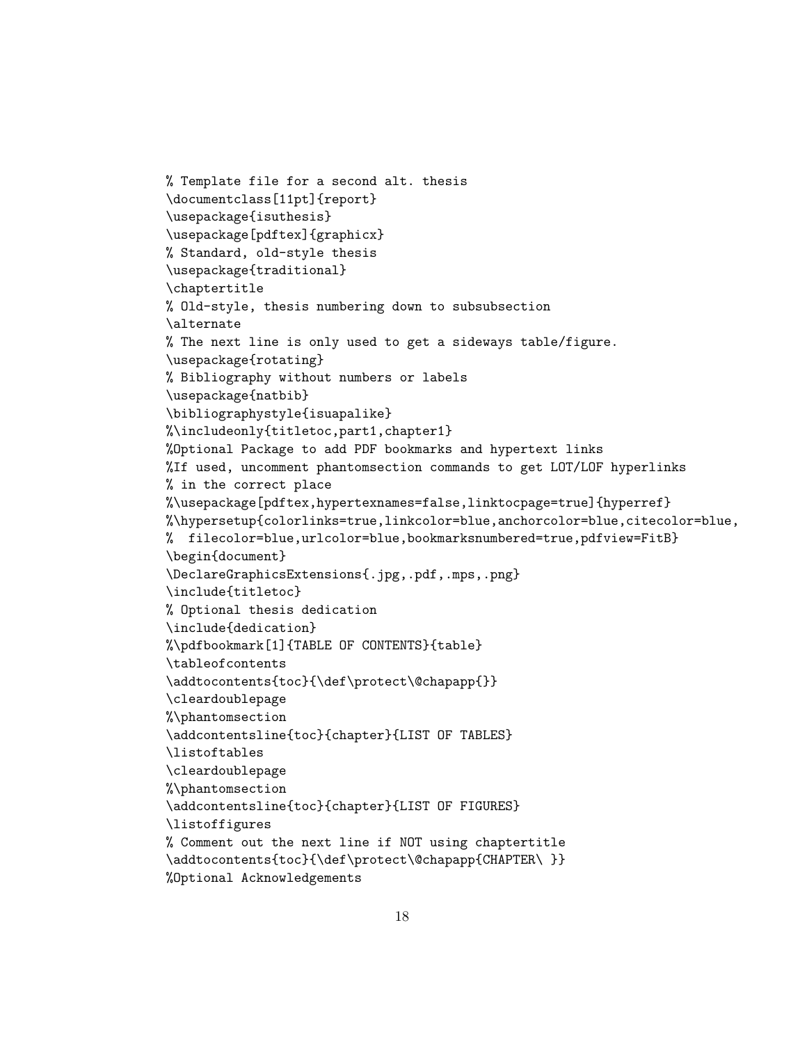```
% Template file for a second alt. thesis
\documentclass[11pt]{report}
\usepackage{isuthesis}
\usepackage[pdftex]{graphicx}
% Standard, old-style thesis
\usepackage{traditional}
\chaptertitle
% Old-style, thesis numbering down to subsubsection
\alternate
% The next line is only used to get a sideways table/figure.
\usepackage{rotating}
% Bibliography without numbers or labels
\usepackage{natbib}
\bibliographystyle{isuapalike}
%\includeonly{titletoc,part1,chapter1}
%Optional Package to add PDF bookmarks and hypertext links
%If used, uncomment phantomsection commands to get LOT/LOF hyperlinks
% in the correct place
%\usepackage[pdftex,hypertexnames=false,linktocpage=true]{hyperref}
%\hypersetup{colorlinks=true,linkcolor=blue,anchorcolor=blue,citecolor=blue,
%  filecolor=blue,urlcolor=blue,bookmarksnumbered=true,pdfview=FitB}
\begin{document}
\DeclareGraphicsExtensions{.jpg,.pdf,.mps,.png}
\include{titletoc}
% Optional thesis dedication
\include{dedication}
%\pdfbookmark[1]{TABLE OF CONTENTS}{table}
\tableofcontents
\addtocontents{toc}{\def\protect\@chapapp{}}
\cleardoublepage
%\phantomsection
\addcontentsline{toc}{chapter}{LIST OF TABLES}
\listoftables
\cleardoublepage
%\phantomsection
\addcontentsline{toc}{chapter}{LIST OF FIGURES}
\listoffigures
% Comment out the next line if NOT using chaptertitle
\addtocontents{toc}{\def\protect\@chapapp{CHAPTER\ }}
%Optional Acknowledgements
```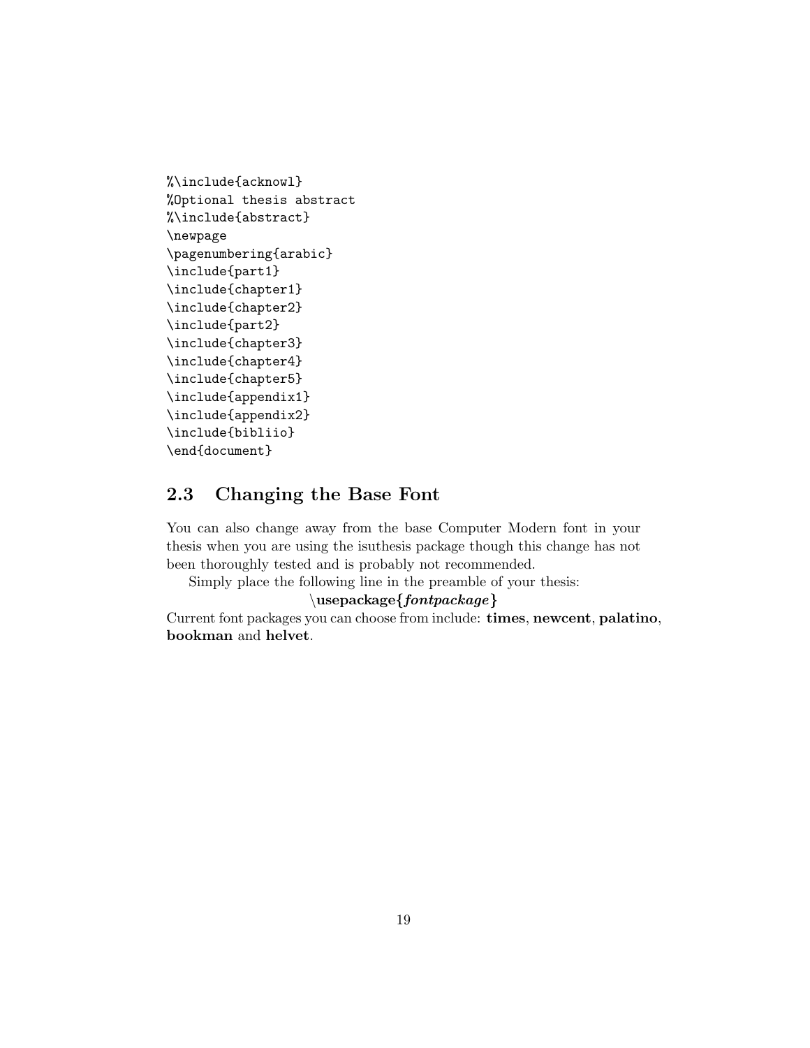```
%\include{acknowl}
%Optional thesis abstract
%\include{abstract}
\newpage
\pagenumbering{arabic}
\include{part1}
\include{chapter1}
\include{chapter2}
\include{part2}
\include{chapter3}
\include{chapter4}
\include{chapter5}
\include{appendix1}
\include{appendix2}
\include{bibliio}
\end{document}
```

## 2.3 Changing the Base Font

You can also change away from the base Computer Modern font in your thesis when you are using the isuthesis package though this change has not been thoroughly tested and is probably not recommended.

Simply place the following line in the preamble of your thesis:

**\usepackage{*fontpackage*}**

Current font packages you can choose from include: **times**, **newcent**, **palatino**, **bookman** and **helvet**.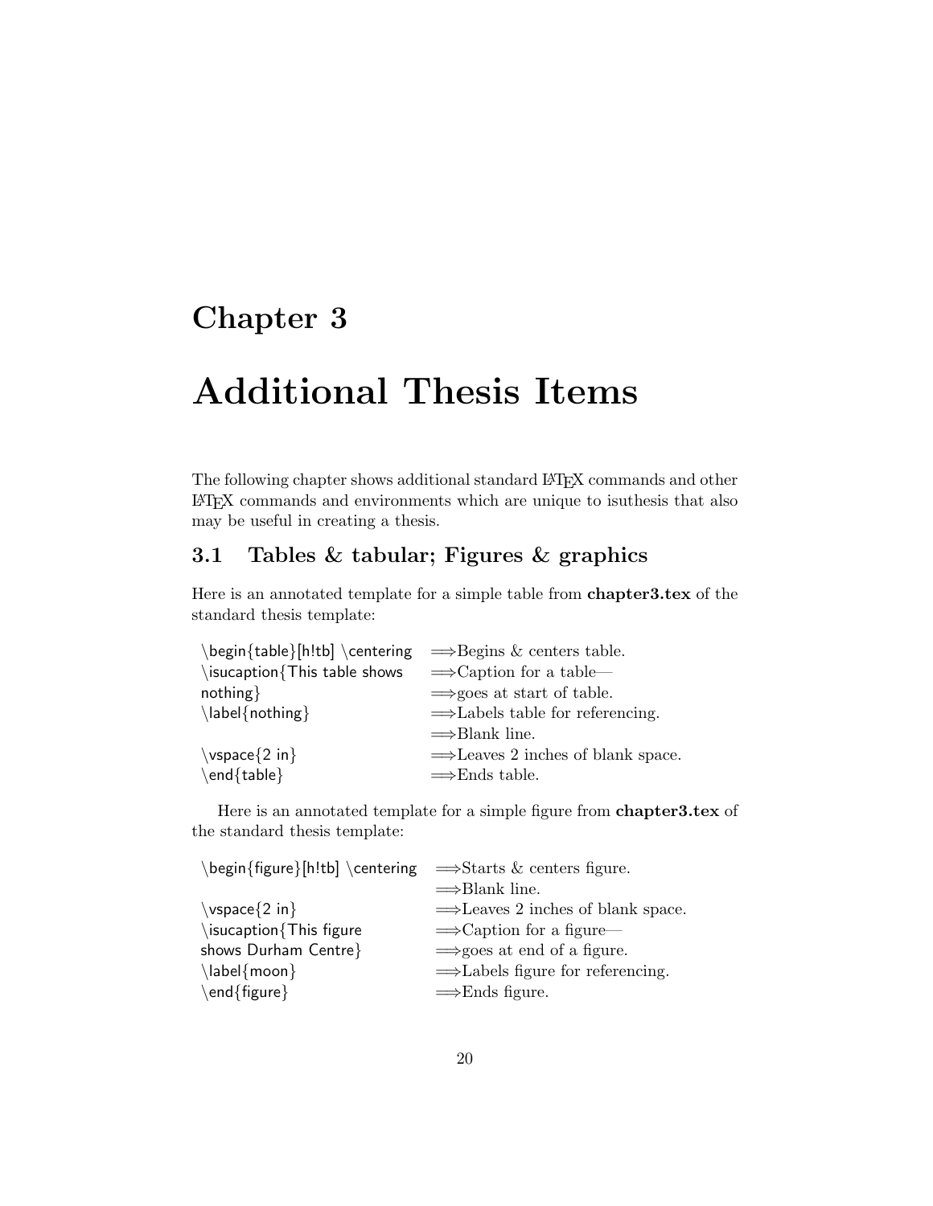# Chapter 3

# Additional Thesis Items

The following chapter shows additional standard LaTeX commands and other LaTeX commands and environments which are unique to isuthesis that also may be useful in creating a thesis.

## 3.1 Tables & tabular; Figures & graphics

Here is an annotated template for a simple table from **chapter3.tex** of the standard thesis template:

| | |
|---|---|
| \begin{table}[h!tb] \centering | ⟹Begins & centers table. |
| \isucaption{This table shows nothing} | ⟹Caption for a table— ⟹goes at start of table. |
| \label{nothing} | ⟹Labels table for referencing. |
| | ⟹Blank line. |
| \vspace{2 in} | ⟹Leaves 2 inches of blank space. |
| \end{table} | ⟹Ends table. |

Here is an annotated template for a simple figure from **chapter3.tex** of the standard thesis template:

| | |
|---|---|
| \begin{figure}[h!tb] \centering | ⟹Starts & centers figure. |
| | ⟹Blank line. |
| \vspace{2 in} | ⟹Leaves 2 inches of blank space. |
| \isucaption{This figure shows Durham Centre} | ⟹Caption for a figure— ⟹goes at end of a figure. |
| \label{moon} | ⟹Labels figure for referencing. |
| \end{figure} | ⟹Ends figure. |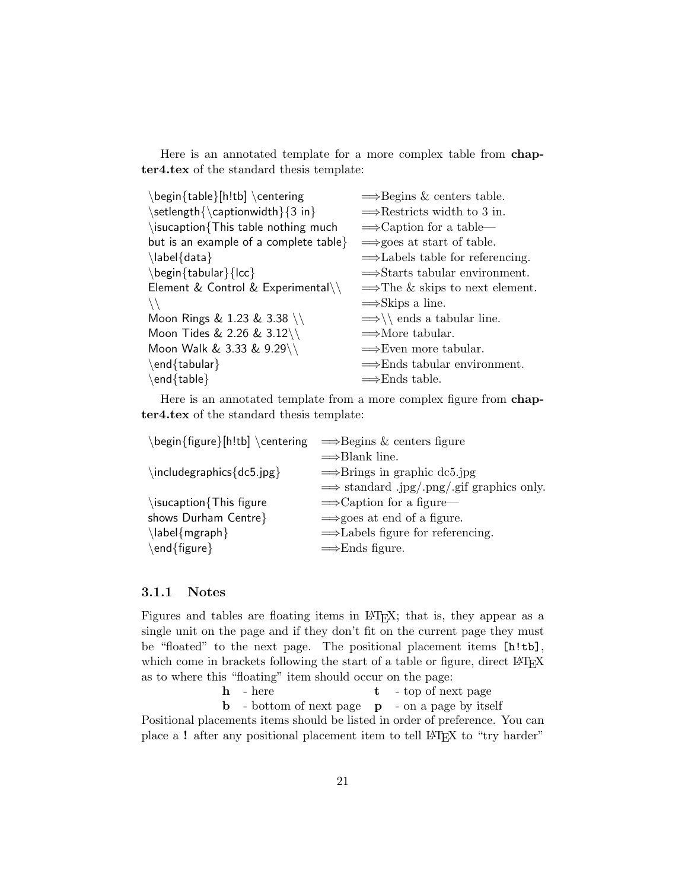Here is an annotated template for a more complex table from **chapter4.tex** of the standard thesis template:

| | |
|---|---|
| \begin{table}[h!tb] \centering | ⟹Begins & centers table. |
| \setlength{\captionwidth}{3 in} | ⟹Restricts width to 3 in. |
| \isucaption{This table nothing much | ⟹Caption for a table— |
| but is an example of a complete table} | ⟹goes at start of table. |
| \label{data} | ⟹Labels table for referencing. |
| \begin{tabular}{lcc} | ⟹Starts tabular environment. |
| Element & Control & Experimental\\ | ⟹The & skips to next element. |
| \\ | ⟹Skips a line. |
| Moon Rings & 1.23 & 3.38 \\ | ⟹\\ ends a tabular line. |
| Moon Tides & 2.26 & 3.12\\ | ⟹More tabular. |
| Moon Walk & 3.33 & 9.29\\ | ⟹Even more tabular. |
| \end{tabular} | ⟹Ends tabular environment. |
| \end{table} | ⟹Ends table. |

Here is an annotated template from a more complex figure from **chapter4.tex** of the standard thesis template:

| | |
|---|---|
| \begin{figure}[h!tb] \centering | ⟹Begins & centers figure |
| | ⟹Blank line. |
| \includegraphics{dc5.jpg} | ⟹Brings in graphic dc5.jpg |
| | ⟹ standard .jpg/.png/.gif graphics only. |
| \isucaption{This figure | ⟹Caption for a figure— |
| shows Durham Centre} | ⟹goes at end of a figure. |
| \label{mgraph} | ⟹Labels figure for referencing. |
| \end{figure} | ⟹Ends figure. |

### 3.1.1 Notes

Figures and tables are floating items in LaTeX; that is, they appear as a single unit on the page and if they don't fit on the current page they must be "floated" to the next page. The positional placement items `[h!tb]`, which come in brackets following the start of a table or figure, direct LaTeX as to where this "floating" item should occur on the page:

| | | | |
|---|---|---|---|
| **h** | - here | **t** | - top of next page |
| **b** | - bottom of next page | **p** | - on a page by itself |

Positional placements items should be listed in order of preference. You can place a **!** after any positional placement item to tell LaTeX to "try harder"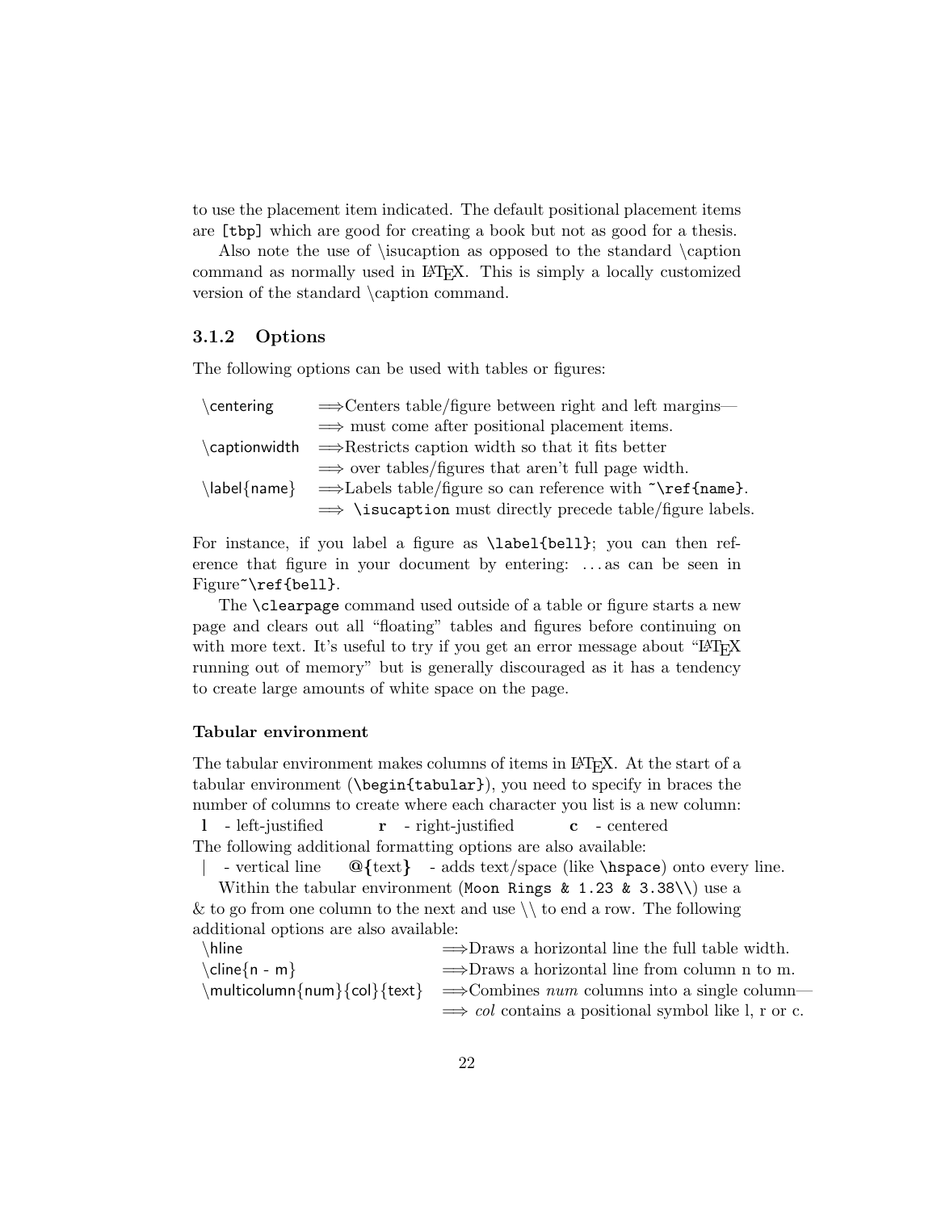to use the placement item indicated. The default positional placement items are `[tbp]` which are good for creating a book but not as good for a thesis.

Also note the use of \isucaption as opposed to the standard \caption command as normally used in LaTeX. This is simply a locally customized version of the standard \caption command.

### 3.1.2 Options

The following options can be used with tables or figures:

| | |
|---|---|
| \centering | ⟹Centers table/figure between right and left margins— |
| | ⟹ must come after positional placement items. |
| \captionwidth | ⟹Restricts caption width so that it fits better |
| | ⟹ over tables/figures that aren't full page width. |
| \label{name} | ⟹Labels table/figure so can reference with `~\ref{name}`. |
| | ⟹ `\isucaption` must directly precede table/figure labels. |

For instance, if you label a figure as `\label{bell}`; you can then reference that figure in your document by entering: ...as can be seen in Figure`~\ref{bell}`.

The `\clearpage` command used outside of a table or figure starts a new page and clears out all "floating" tables and figures before continuing on with more text. It's useful to try if you get an error message about "LaTeX running out of memory" but is generally discouraged as it has a tendency to create large amounts of white space on the page.

#### Tabular environment

The tabular environment makes columns of items in LaTeX. At the start of a tabular environment (`\begin{tabular}`), you need to specify in braces the number of columns to create where each character you list is a new column:

**l** - left-justified **r** - right-justified **c** - centered

The following additional formatting options are also available:

| - vertical line **@{**text**}** - adds text/space (like `\hspace`) onto every line.

Within the tabular environment (`Moon Rings & 1.23 & 3.38\\`) use a & to go from one column to the next and use \\ to end a row. The following additional options are also available:

| | |
|---|---|
| \hline | ⟹Draws a horizontal line the full table width. |
| \cline{n - m} | ⟹Draws a horizontal line from column n to m. |
| \multicolumn{num}{col}{text} | ⟹Combines *num* columns into a single column— |
| | ⟹ *col* contains a positional symbol like l, r or c. |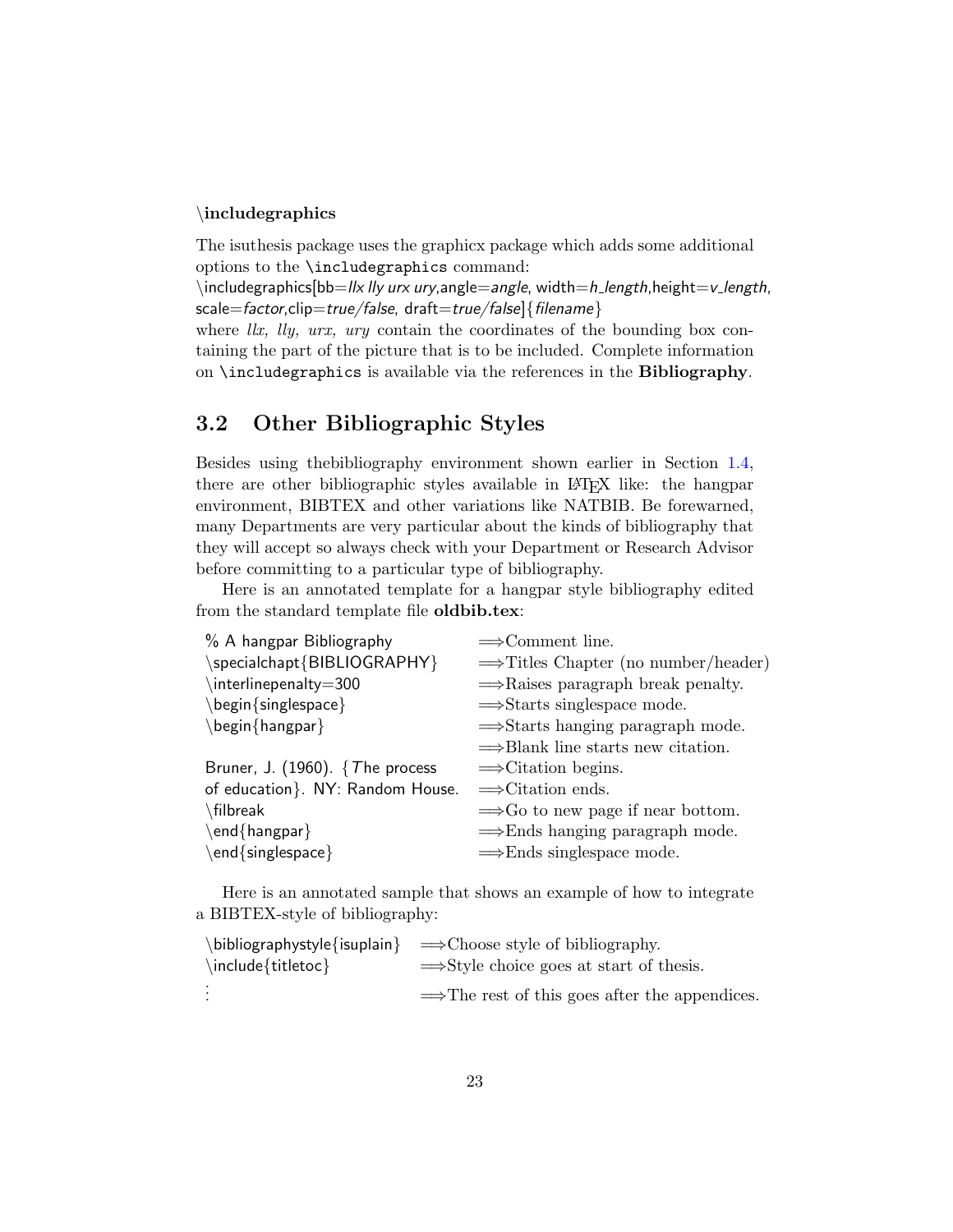**\includegraphics**

The isuthesis package uses the graphicx package which adds some additional options to the `\includegraphics` command:

\includegraphics[bb=*llx lly urx ury*,angle=*angle*, width=*h_length*,height=*v_length*, scale=*factor*,clip=*true/false*, draft=*true/false*]{*filename*}

where *llx, lly, urx, ury* contain the coordinates of the bounding box containing the part of the picture that is to be included. Complete information on `\includegraphics` is available via the references in the **Bibliography**.

## 3.2 Other Bibliographic Styles

Besides using thebibliography environment shown earlier in Section 1.4, there are other bibliographic styles available in LaTeX like: the hangpar environment, BIBTEX and other variations like NATBIB. Be forewarned, many Departments are very particular about the kinds of bibliography that they will accept so always check with your Department or Research Advisor before committing to a particular type of bibliography.

Here is an annotated template for a hangpar style bibliography edited from the standard template file **oldbib.tex**:

| | |
|---|---|
| % A hangpar Bibliography | ⟹Comment line. |
| \specialchapt{BIBLIOGRAPHY} | ⟹Titles Chapter (no number/header) |
| \interlinepenalty=300 | ⟹Raises paragraph break penalty. |
| \begin{singlespace} | ⟹Starts singlespace mode. |
| \begin{hangpar} | ⟹Starts hanging paragraph mode. |
| | ⟹Blank line starts new citation. |
| Bruner, J. (1960). {*T*he process | ⟹Citation begins. |
| of education}. NY: Random House. | ⟹Citation ends. |
| \filbreak | ⟹Go to new page if near bottom. |
| \end{hangpar} | ⟹Ends hanging paragraph mode. |
| \end{singlespace} | ⟹Ends singlespace mode. |

Here is an annotated sample that shows an example of how to integrate a BIBTEX-style of bibliography:

| | |
|---|---|
| \bibliographystyle{isuplain} | ⟹Choose style of bibliography. |
| \include{titletoc} | ⟹Style choice goes at start of thesis. |
| ⋮ | ⟹The rest of this goes after the appendices. |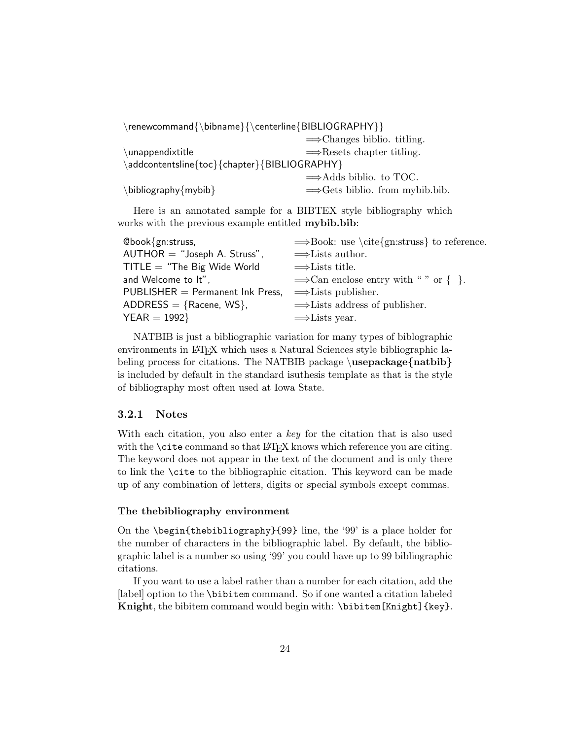```
\renewcommand{\bibname}{\centerline{BIBLIOGRAPHY}}
                                   ⟹Changes biblio. titling.
\unappendixtitle                   ⟹Resets chapter titling.
\addcontentsline{toc}{chapter}{BIBLIOGRAPHY}
                                   ⟹Adds biblio. to TOC.
\bibliography{mybib}               ⟹Gets biblio. from mybib.bib.
```

Here is an annotated sample for a BIBTEX style bibliography which works with the previous example entitled **mybib.bib**:

```
@book{gn:struss,                     ⟹Book: use \cite{gn:struss} to reference.
AUTHOR = "Joseph A. Struss",         ⟹Lists author.
TITLE = "The Big Wide World          ⟹Lists title.
and Welcome to It",                  ⟹Can enclose entry with " " or { }.
PUBLISHER = Permanent Ink Press,     ⟹Lists publisher.
ADDRESS = {Racene, WS},              ⟹Lists address of publisher.
YEAR = 1992}                         ⟹Lists year.
```

NATBIB is just a bibliographic variation for many types of biblographic environments in LaTeX which uses a Natural Sciences style bibliographic labeling process for citations. The NATBIB package **\usepackage{natbib}** is included by default in the standard isuthesis template as that is the style of bibliography most often used at Iowa State.

### 3.2.1 Notes

With each citation, you also enter a *key* for the citation that is also used with the `\cite` command so that LaTeX knows which reference you are citing. The keyword does not appear in the text of the document and is only there to link the `\cite` to the bibliographic citation. This keyword can be made up of any combination of letters, digits or special symbols except commas.

#### The thebibliography environment

On the `\begin{thebibliography}{99}` line, the '99' is a place holder for the number of characters in the bibliographic label. By default, the bibliographic label is a number so using '99' you could have up to 99 bibliographic citations.

If you want to use a label rather than a number for each citation, add the [label] option to the `\bibitem` command. So if one wanted a citation labeled **Knight**, the bibitem command would begin with: `\bibitem[Knight]{key}`.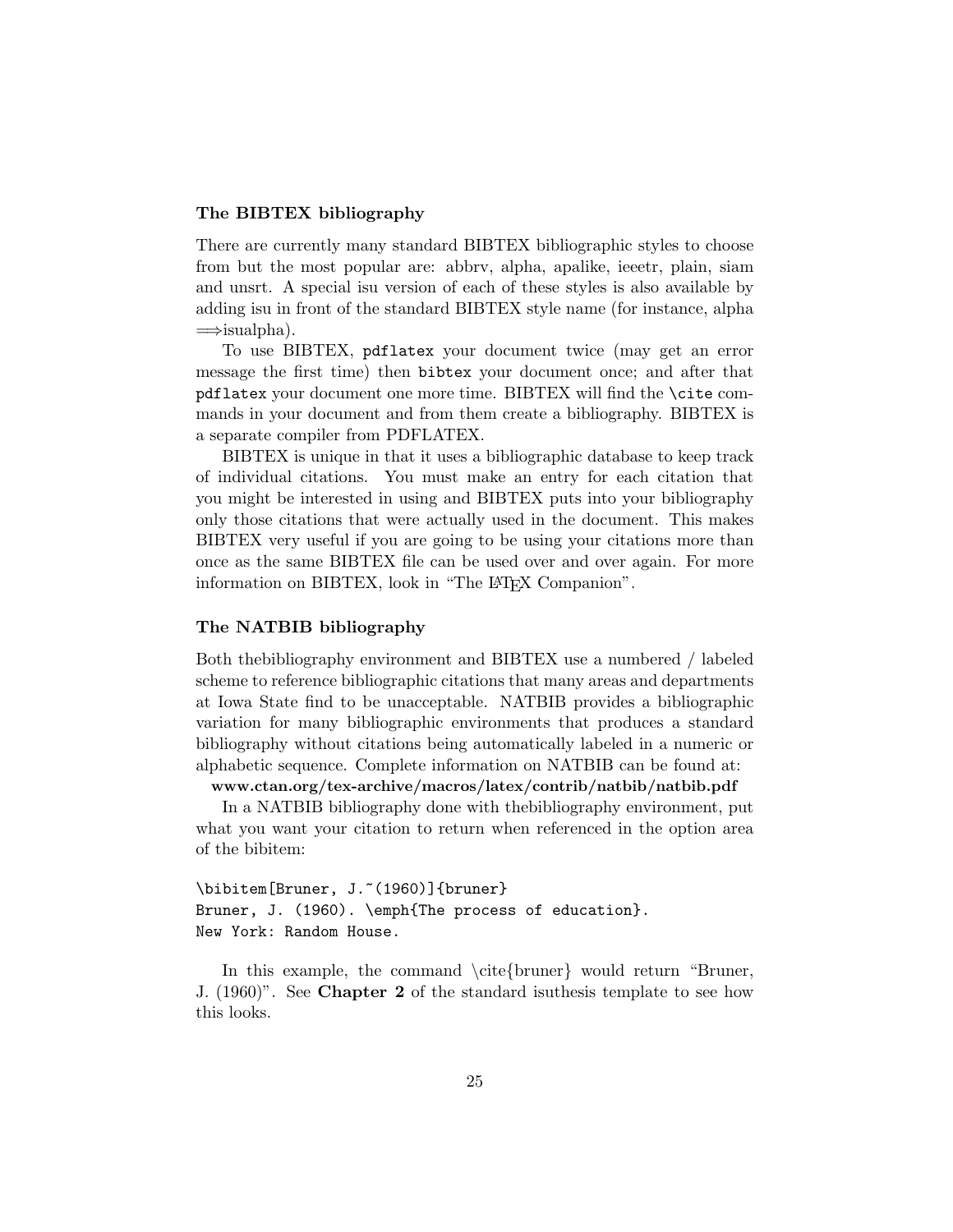### The BIBTEX bibliography

There are currently many standard BIBTEX bibliographic styles to choose from but the most popular are: abbrv, alpha, apalike, ieeetr, plain, siam and unsrt. A special isu version of each of these styles is also available by adding isu in front of the standard BIBTEX style name (for instance, alpha $\Longrightarrow$isualpha).

To use BIBTEX, `pdflatex` your document twice (may get an error message the first time) then `bibtex` your document once; and after that `pdflatex` your document one more time. BIBTEX will find the `\cite` commands in your document and from them create a bibliography. BIBTEX is a separate compiler from PDFLATEX.

BIBTEX is unique in that it uses a bibliographic database to keep track of individual citations. You must make an entry for each citation that you might be interested in using and BIBTEX puts into your bibliography only those citations that were actually used in the document. This makes BIBTEX very useful if you are going to be using your citations more than once as the same BIBTEX file can be used over and over again. For more information on BIBTEX, look in "The LaTeX Companion".

### The NATBIB bibliography

Both thebibliography environment and BIBTEX use a numbered / labeled scheme to reference bibliographic citations that many areas and departments at Iowa State find to be unacceptable. NATBIB provides a bibliographic variation for many bibliographic environments that produces a standard bibliography without citations being automatically labeled in a numeric or alphabetic sequence. Complete information on NATBIB can be found at:
**www.ctan.org/tex-archive/macros/latex/contrib/natbib/natbib.pdf**

In a NATBIB bibliography done with thebibliography environment, put what you want your citation to return when referenced in the option area of the bibitem:

```
\bibitem[Bruner, J.~(1960)]{bruner}
Bruner, J. (1960). \emph{The process of education}.
New York: Random House.
```

In this example, the command \cite{bruner} would return "Bruner, J. (1960)". See **Chapter 2** of the standard isuthesis template to see how this looks.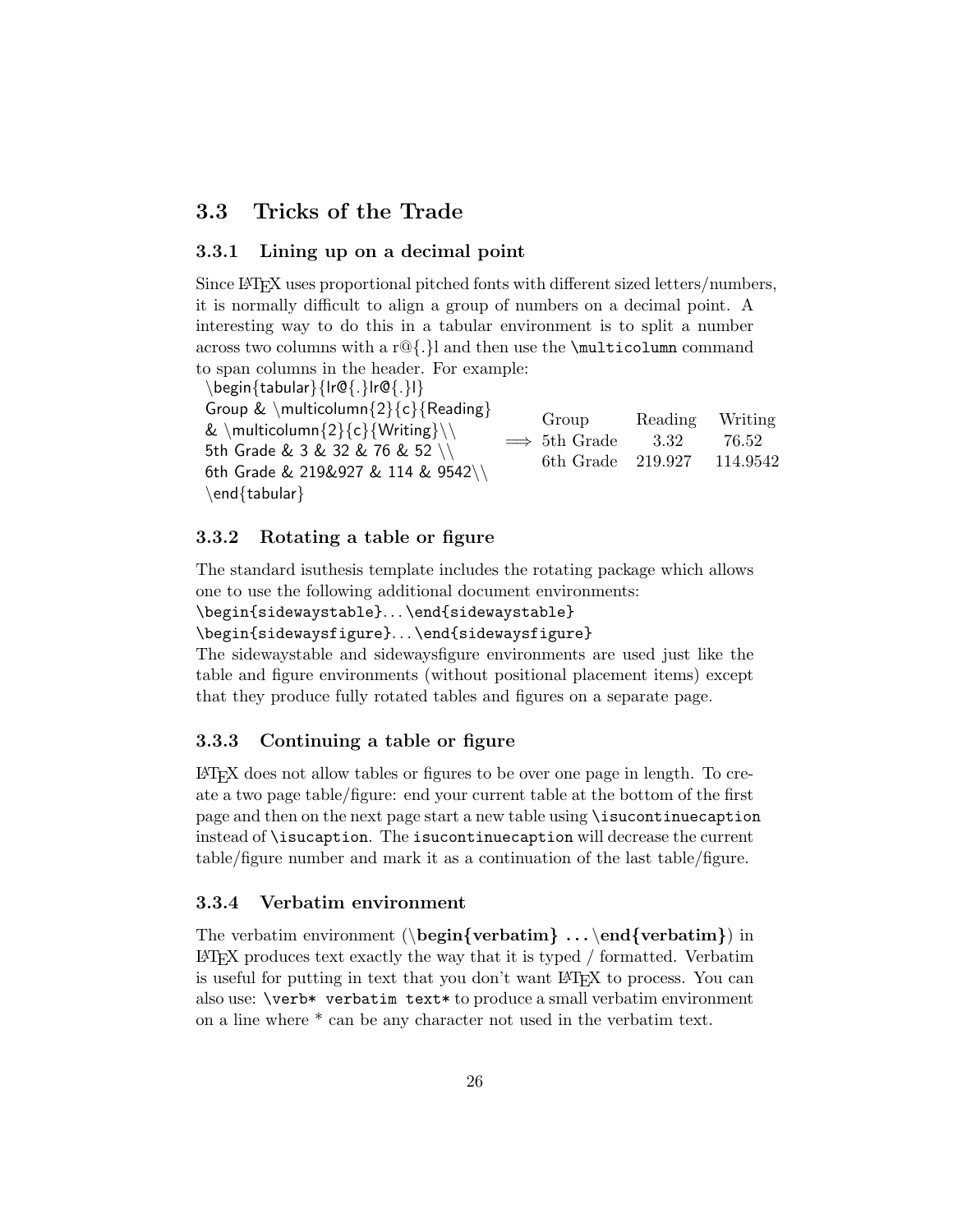## 3.3 Tricks of the Trade

### 3.3.1 Lining up on a decimal point

Since LaTeX uses proportional pitched fonts with different sized letters/numbers, it is normally difficult to align a group of numbers on a decimal point. A interesting way to do this in a tabular environment is to split a number across two columns with a r@{.}l and then use the `\multicolumn` command to span columns in the header. For example:

```
\begin{tabular}{lr@{.}lr@{.}l}
Group & \multicolumn{2}{c}{Reading}
& \multicolumn{2}{c}{Writing}\\
5th Grade & 3 & 32 & 76 & 52 \\
6th Grade & 219&927 & 114 & 9542\\
\end{tabular}
```

$\Longrightarrow$

| Group | Reading | Writing |
|---|---|---|
| 5th Grade | 3.32 | 76.52 |
| 6th Grade | 219.927 | 114.9542 |

### 3.3.2 Rotating a table or figure

The standard isuthesis template includes the rotating package which allows one to use the following additional document environments:
`\begin{sidewaystable}...\end{sidewaystable}`
`\begin{sidewaysfigure}...\end{sidewaysfigure}`
The sidewaystable and sidewaysfigure environments are used just like the table and figure environments (without positional placement items) except that they produce fully rotated tables and figures on a separate page.

### 3.3.3 Continuing a table or figure

LaTeX does not allow tables or figures to be over one page in length. To create a two page table/figure: end your current table at the bottom of the first page and then on the next page start a new table using `\isucontinuecaption` instead of `\isucaption`. The `isucontinuecaption` will decrease the current table/figure number and mark it as a continuation of the last table/figure.

### 3.3.4 Verbatim environment

The verbatim environment (**\begin{verbatim} ... \end{verbatim}**) in LaTeX produces text exactly the way that it is typed / formatted. Verbatim is useful for putting in text that you don't want LaTeX to process. You can also use: `\verb* verbatim text*` to produce a small verbatim environment on a line where * can be any character not used in the verbatim text.